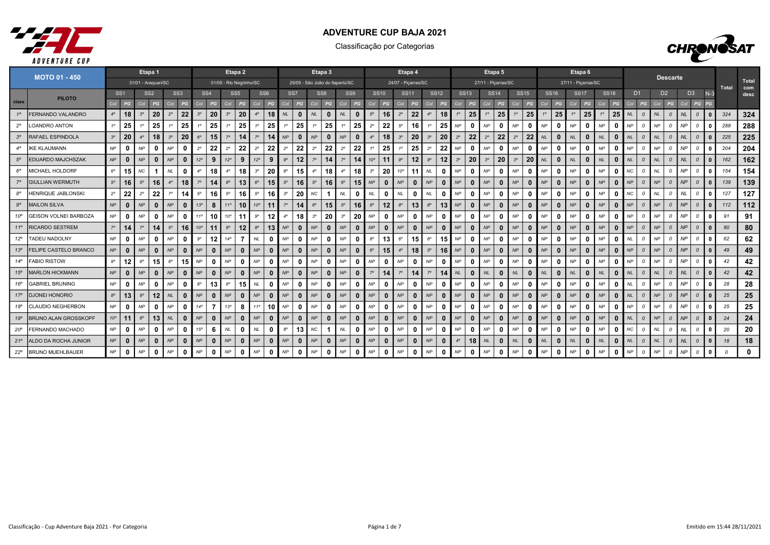# ADVENTURE CUP BAJA 2021

Classificação por Categorias

| MOTO 01 - 450 | | Etapa 1 | | | | | | Etapa 2 | | | | | | Etapa 3 | | | | | | Etapa 4 | | | | | | Etapa 5 | | | | | | Etapa 6 | | | | | | Descarte | | | | | | | Total | Total com desc |
|---|---|---|---|---|---|---|---|---|---|---|---|---|---|---|---|---|---|---|---|---|---|---|---|---|---|---|---|---|---|---|---|---|---|---|---|---|---|---|---|---|---|---|---|---|---|---|
| | | 31/01 - Araquari/SC | | | | | | 01/05 - Rio Negrinho/SC | | | | | | 29/05 - São João do Itaperiú/SC | | | | | | 24/07 - Piçarras/SC | | | | | | 27/11 - Piçarras/SC | | | | | | 27/11 - Piçarras/SC | | | | | | | | | | | | | | |
| class | PILOTO | SS1 | | SS2 | | SS3 | | SS4 | | SS5 | | SS6 | | SS7 | | SS8 | | SS9 | | SS10 | | SS11 | | SS12 | | SS13 | | SS14 | | SS15 | | SS16 | | SS17 | | SS18 | | D1 | | D2 | | D3 | | N-3 | | |
| | | Col | PG | Col | PG | Col | PG | Col | PG | Col | PG | Col | PG | Col | PG | Col | PG | Col | PG | Col | PG | Col | PG | Col | PG | Col | PG | Col | PG | Col | PG | Col | PG | Col | PG | Col | PG | Col | PG | Col | PG | Col | PG | PG | | |
| 1º | FERNANDO VALANDRO | 4º | 18 | 3º | 20 | 2º | 22 | 3º | 20 | 3º | 20 | 4º | 18 | NL | 0 | NL | 0 | NL | 0 | 5º | 16 | 2º | 22 | 4º | 18 | 1º | 25 | 1º | 25 | 1º | 25 | 1º | 25 | 1º | 25 | 1º | 25 | NL | 0 | NL | 0 | NL | 0 | 0 | 324 | 324 |
| 2º | LOANDRO ANTON | 1º | 25 | 1º | 25 | 1º | 25 | 1º | 25 | 1º | 25 | 1º | 25 | 1º | 25 | 1º | 25 | 1º | 25 | 2º | 22 | 5º | 16 | 1º | 25 | NP | 0 | NP | 0 | NP | 0 | NP | 0 | NP | 0 | NP | 0 | NP | 0 | NP | 0 | NP | 0 | 0 | 288 | 288 |
| 3º | RAFAEL ESPINDOLA | 3º | 20 | 4º | 18 | 3º | 20 | 6º | 15 | 7º | 14 | 7º | 14 | NP | 0 | NP | 0 | NP | 0 | 4º | 18 | 3º | 20 | 3º | 20 | 2º | 22 | 2º | 22 | 2º | 22 | NL | 0 | NL | 0 | NL | 0 | NL | 0 | NL | 0 | NL | 0 | 0 | 225 | 225 |
| 4º | IKE KLAUMANN | NP | 0 | NP | 0 | NP | 0 | 2º | 22 | 2º | 22 | 2º | 22 | 2º | 22 | 2º | 22 | 2º | 22 | 1º | 25 | 1º | 25 | 2º | 22 | NP | 0 | NP | 0 | NP | 0 | NP | 0 | NP | 0 | NP | 0 | NP | 0 | NP | 0 | NP | 0 | 0 | 204 | 204 |
| 5º | EDUARDO MAJCHSZAK | NP | 0 | NP | 0 | NP | 0 | 12º | 9 | 12º | 9 | 12º | 9 | 9º | 12 | 7º | 14 | 7º | 14 | 10º | 11 | 9º | 12 | 9º | 12 | 3º | 20 | 3º | 20 | 3º | 20 | NL | 0 | NL | 0 | NL | 0 | NL | 0 | NL | 0 | NL | 0 | 0 | 162 | 162 |
| 6º | MICHAEL HOLDORF | 6º | 15 | NC | 1 | NL | 0 | 4º | 18 | 4º | 18 | 3º | 20 | 6º | 15 | 4º | 18 | 4º | 18 | 3º | 20 | 10º | 11 | NL | 0 | NP | 0 | NP | 0 | NP | 0 | NP | 0 | NP | 0 | NP | 0 | NC | 0 | NL | 0 | NP | 0 | 0 | 154 | 154 |
| 7º | GIULLIAN WERMUTH | 5º | 16 | 5º | 16 | 4º | 18 | 7º | 14 | 8º | 13 | 6º | 15 | 5º | 16 | 5º | 16 | 6º | 15 | NP | 0 | NP | 0 | NP | 0 | NP | 0 | NP | 0 | NP | 0 | NP | 0 | NP | 0 | NP | 0 | NP | 0 | NP | 0 | NP | 0 | 0 | 139 | 139 |
| 8º | HENRIQUE JABLONSKI | 2º | 22 | 2º | 22 | 7º | 14 | 5º | 16 | 5º | 16 | 5º | 16 | 3º | 20 | NC | 1 | NL | 0 | NL | 0 | NL | 0 | NL | 0 | NP | 0 | NP | 0 | NP | 0 | NP | 0 | NP | 0 | NP | 0 | NC | 0 | NL | 0 | NL | 0 | 0 | 127 | 127 |
| 9º | MAILON SILVA | NP | 0 | NP | 0 | NP | 0 | 13º | 8 | 11º | 10 | 10º | 11 | 7º | 14 | 6º | 15 | 5º | 16 | 9º | 12 | 8º | 13 | 8º | 13 | NP | 0 | NP | 0 | NP | 0 | NP | 0 | NP | 0 | NP | 0 | NP | 0 | NP | 0 | NP | 0 | 0 | 112 | 112 |
| 10º | GEISON VOLNEI BARBOZA | NP | 0 | NP | 0 | NP | 0 | 11º | 10 | 10º | 11 | 9º | 12 | 4º | 18 | 3º | 20 | 3º | 20 | NP | 0 | NP | 0 | NP | 0 | NP | 0 | NP | 0 | NP | 0 | NP | 0 | NP | 0 | NP | 0 | NP | 0 | NP | 0 | NP | 0 | 0 | 91 | 91 |
| 11º | RICARDO SESTREM | 7º | 14 | 7º | 14 | 5º | 16 | 10º | 11 | 9º | 12 | 8º | 13 | NP | 0 | NP | 0 | NP | 0 | NP | 0 | NP | 0 | NP | 0 | NP | 0 | NP | 0 | NP | 0 | NP | 0 | NP | 0 | NP | 0 | NP | 0 | NP | 0 | NP | 0 | 0 | 80 | 80 |
| 12º | TADEU NADOLNY | NP | 0 | NP | 0 | NP | 0 | 9º | 12 | 14º | 7 | NL | 0 | NP | 0 | NP | 0 | NP | 0 | 8º | 13 | 6º | 15 | 6º | 15 | NP | 0 | NP | 0 | NP | 0 | NP | 0 | NP | 0 | NP | 0 | NL | 0 | NP | 0 | NP | 0 | 0 | 62 | 62 |
| 13º | FELIPE CASTELO BRANCO | NP | 0 | NP | 0 | NP | 0 | NP | 0 | NP | 0 | NP | 0 | NP | 0 | NP | 0 | NP | 0 | 6º | 15 | 4º | 18 | 5º | 16 | NP | 0 | NP | 0 | NP | 0 | NP | 0 | NP | 0 | NP | 0 | NP | 0 | NP | 0 | NP | 0 | 0 | 49 | 49 |
| 14º | FABIO RISTOW | 9º | 12 | 6º | 15 | 6º | 15 | NP | 0 | NP | 0 | NP | 0 | NP | 0 | NP | 0 | NP | 0 | NP | 0 | NP | 0 | NP | 0 | NP | 0 | NP | 0 | NP | 0 | NP | 0 | NP | 0 | NP | 0 | NP | 0 | NP | 0 | NP | 0 | 0 | 42 | 42 |
| 15º | MARLON HICKMANN | NP | 0 | NP | 0 | NP | 0 | NP | 0 | NP | 0 | NP | 0 | NP | 0 | NP | 0 | NP | 0 | 7º | 14 | 7º | 14 | 7º | 14 | NL | 0 | NL | 0 | NL | 0 | NL | 0 | NL | 0 | NL | 0 | NL | 0 | NL | 0 | NL | 0 | 0 | 42 | 42 |
| 16º | GABRIEL BRUNING | NP | 0 | NP | 0 | NP | 0 | 8º | 13 | 6º | 15 | NL | 0 | NP | 0 | NP | 0 | NP | 0 | NP | 0 | NP | 0 | NP | 0 | NP | 0 | NP | 0 | NP | 0 | NP | 0 | NP | 0 | NP | 0 | NL | 0 | NP | 0 | NP | 0 | 0 | 28 | 28 |
| 17º | DJONEI HONORIO | 8º | 13 | 9º | 12 | NL | 0 | NP | 0 | NP | 0 | NP | 0 | NP | 0 | NP | 0 | NP | 0 | NP | 0 | NP | 0 | NP | 0 | NP | 0 | NP | 0 | NP | 0 | NP | 0 | NP | 0 | NP | 0 | NL | 0 | NP | 0 | NP | 0 | 0 | 25 | 25 |
| 18º | CLAUDIO NEGHERBON | NP | 0 | NP | 0 | NP | 0 | 14º | 7 | 13º | 8 | 11º | 10 | NP | 0 | NP | 0 | NP | 0 | NP | 0 | NP | 0 | NP | 0 | NP | 0 | NP | 0 | NP | 0 | NP | 0 | NP | 0 | NP | 0 | NP | 0 | NP | 0 | NP | 0 | 0 | 25 | 25 |
| 19º | BRUNO ALAN GROSSKOPF | 10º | 11 | 8º | 13 | NL | 0 | NP | 0 | NP | 0 | NP | 0 | NP | 0 | NP | 0 | NP | 0 | NP | 0 | NP | 0 | NP | 0 | NP | 0 | NP | 0 | NP | 0 | NP | 0 | NP | 0 | NP | 0 | NL | 0 | NP | 0 | NP | 0 | 0 | 24 | 24 |
| 20º | FERNANDO MACHADO | NP | 0 | NP | 0 | NP | 0 | 15º | 6 | NL | 0 | NL | 0 | 8º | 13 | NC | 1 | NL | 0 | NP | 0 | NP | 0 | NP | 0 | NP | 0 | NP | 0 | NP | 0 | NP | 0 | NP | 0 | NP | 0 | NC | 0 | NL | 0 | NL | 0 | 0 | 20 | 20 |
| 21º | ALDO DA ROCHA JUNIOR | NP | 0 | NP | 0 | NP | 0 | NP | 0 | NP | 0 | NP | 0 | NP | 0 | NP | 0 | NP | 0 | NP | 0 | NP | 0 | NP | 0 | 4º | 18 | NL | 0 | NL | 0 | NL | 0 | NL | 0 | NL | 0 | NL | 0 | NL | 0 | NL | 0 | 0 | 18 | 18 |
| 22º | BRUNO MUEHLBAUER | NP | 0 | NP | 0 | NP | 0 | NP | 0 | NP | 0 | NP | 0 | NP | 0 | NP | 0 | NP | 0 | NP | 0 | NP | 0 | NP | 0 | NP | 0 | NP | 0 | NP | 0 | NP | 0 | NP | 0 | NP | 0 | NP | 0 | NP | 0 | NP | 0 | 0 | 0 | 0 |

Classificação - Cup Adventure Baja 2021 - Por Categoria

Emitido em 15:44 28/11/2021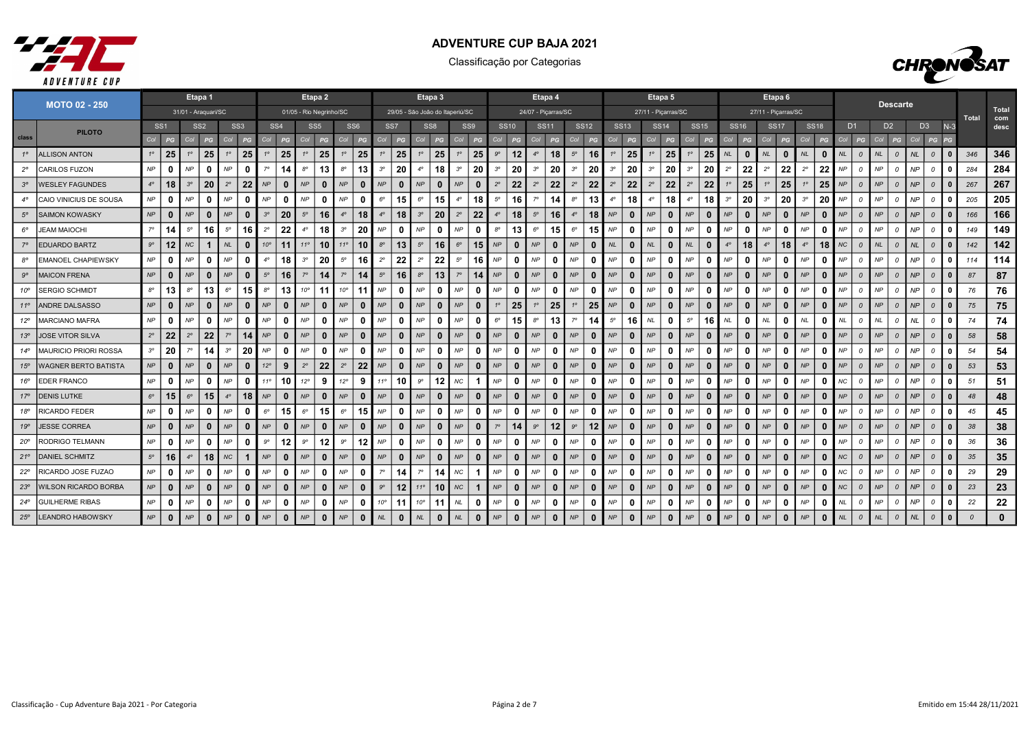# ADVENTURE CUP BAJA 2021

Classificação por Categorias

| MOTO 02 - 250 | | Etapa 1 | | | | | | Etapa 2 | | | | | | Etapa 3 | | | | | | Etapa 4 | | | | | | Etapa 5 | | | | | | Etapa 6 | | | | | | Descarte | | | | | | | | Total | Total com desc |
|---|---|---|---|---|---|---|---|---|---|---|---|---|---|---|---|---|---|---|---|---|---|---|---|---|---|---|---|---|---|---|---|---|---|---|---|---|---|---|---|---|---|---|---|---|---|---|---|
| | | 31/01 - Araquari/SC | | | | | | 01/05 - Rio Negrinho/SC | | | | | | 29/05 - São João do Itaperiú/SC | | | | | | 24/07 - Piçarras/SC | | | | | | 27/11 - Piçarras/SC | | | | | | 27/11 - Piçarras/SC | | | | | | | | | | | | | | | |
| | PILOTO | SS1 | | SS2 | | SS3 | | SS4 | | SS5 | | SS6 | | SS7 | | SS8 | | SS9 | | SS10 | | SS11 | | SS12 | | SS13 | | SS14 | | SS15 | | SS16 | | SS17 | | SS18 | | D1 | | D2 | | D3 | | N-3 | | | |
| class | | Col | PG | Col | PG | Col | PG | Col | PG | Col | PG | Col | PG | Col | PG | Col | PG | Col | PG | Col | PG | Col | PG | Col | PG | Col | PG | Col | PG | Col | PG | Col | PG | Col | PG | Col | PG | Col | PG | Col | PG | Col | PG | PG | | | |
| 1º | ALLISON ANTON | 1º | 25 | 1º | 25 | 1º | 25 | 1º | 25 | 1º | 25 | 1º | 25 | 1º | 25 | 1º | 25 | 1º | 25 | 9º | 12 | 4º | 18 | 5º | 16 | 1º | 25 | 1º | 25 | 1º | 25 | NL | 0 | NL | 0 | NL | 0 | NL | 0 | NL | 0 | NL | 0 | 0 | | 346 | 346 |
| 2º | CARILOS FUZON | NP | 0 | NP | 0 | NP | 0 | 7º | 14 | 8º | 13 | 8º | 13 | 3º | 20 | 4º | 18 | 3º | 20 | 3º | 20 | 3º | 20 | 3º | 20 | 3º | 20 | 3º | 20 | 3º | 20 | 2º | 22 | 2º | 22 | 2º | 22 | NP | 0 | NP | 0 | NP | 0 | 0 | | 284 | 284 |
| 3º | WESLEY FAGUNDES | 4º | 18 | 3º | 20 | 2º | 22 | NP | 0 | NP | 0 | NP | 0 | NP | 0 | NP | 0 | NP | 0 | 2º | 22 | 2º | 22 | 2º | 22 | 2º | 22 | 2º | 22 | 2º | 22 | 1º | 25 | 1º | 25 | 1º | 25 | NP | 0 | NP | 0 | NP | 0 | 0 | | 267 | 267 |
| 4º | CAIO VINICIUS DE SOUSA | NP | 0 | NP | 0 | NP | 0 | NP | 0 | NP | 0 | NP | 0 | 6º | 15 | 6º | 15 | 4º | 18 | 5º | 16 | 7º | 14 | 8º | 13 | 4º | 18 | 4º | 18 | 4º | 18 | 3º | 20 | 3º | 20 | 3º | 20 | NP | 0 | NP | 0 | NP | 0 | 0 | | 205 | 205 |
| 5º | SAIMON KOWASKY | NP | 0 | NP | 0 | NP | 0 | 3º | 20 | 5º | 16 | 4º | 18 | 4º | 18 | 3º | 20 | 2º | 22 | 4º | 18 | 5º | 16 | 4º | 18 | NP | 0 | NP | 0 | NP | 0 | NP | 0 | NP | 0 | NP | 0 | NP | 0 | NP | 0 | NP | 0 | 0 | | 166 | 166 |
| 6º | JEAM MAIOCHI | 7º | 14 | 5º | 16 | 5º | 16 | 2º | 22 | 4º | 18 | 3º | 20 | NP | 0 | NP | 0 | NP | 0 | 8º | 13 | 6º | 15 | 6º | 15 | NP | 0 | NP | 0 | NP | 0 | NP | 0 | NP | 0 | NP | 0 | NP | 0 | NP | 0 | NP | 0 | 0 | | 149 | 149 |
| 7º | EDUARDO BARTZ | 9º | 12 | NC | 1 | NL | 0 | 10º | 11 | 11º | 10 | 11º | 10 | 8º | 13 | 5º | 16 | 6º | 15 | NP | 0 | NP | 0 | NP | 0 | NL | 0 | NL | 0 | NL | 0 | 4º | 18 | 4º | 18 | 4º | 18 | NC | 0 | NL | 0 | NL | 0 | 0 | | 142 | 142 |
| 8º | EMANOEL CHAPIEWSKY | NP | 0 | NP | 0 | NP | 0 | 4º | 18 | 3º | 20 | 5º | 16 | 2º | 22 | 2º | 22 | 5º | 16 | NP | 0 | NP | 0 | NP | 0 | NP | 0 | NP | 0 | NP | 0 | NP | 0 | NP | 0 | NP | 0 | NP | 0 | NP | 0 | NP | 0 | 0 | | 114 | 114 |
| 9º | MAICON FRENA | NP | 0 | NP | 0 | NP | 0 | 5º | 16 | 7º | 14 | 7º | 14 | 5º | 16 | 8º | 13 | 7º | 14 | NP | 0 | NP | 0 | NP | 0 | NP | 0 | NP | 0 | NP | 0 | NP | 0 | NP | 0 | NP | 0 | NP | 0 | NP | 0 | NP | 0 | 0 | | 87 | 87 |
| 10º | SERGIO SCHMIDT | 8º | 13 | 8º | 13 | 6º | 15 | 8º | 13 | 10º | 11 | 10º | 11 | NP | 0 | NP | 0 | NP | 0 | NP | 0 | NP | 0 | NP | 0 | NP | 0 | NP | 0 | NP | 0 | NP | 0 | NP | 0 | NP | 0 | NP | 0 | NP | 0 | NP | 0 | 0 | | 76 | 76 |
| 11º | ANDRE DALSASSO | NP | 0 | NP | 0 | NP | 0 | NP | 0 | NP | 0 | NP | 0 | NP | 0 | NP | 0 | NP | 0 | 1º | 25 | 1º | 25 | 1º | 25 | NP | 0 | NP | 0 | NP | 0 | NP | 0 | NP | 0 | NP | 0 | NP | 0 | NP | 0 | NP | 0 | 0 | | 75 | 75 |
| 12º | MARCIANO MAFRA | NP | 0 | NP | 0 | NP | 0 | NP | 0 | NP | 0 | NP | 0 | NP | 0 | NP | 0 | NP | 0 | 6º | 15 | 8º | 13 | 7º | 14 | 5º | 16 | NL | 0 | 5º | 16 | NL | 0 | NL | 0 | NL | 0 | NL | 0 | NL | 0 | NL | 0 | 0 | | 74 | 74 |
| 13º | JOSE VITOR SILVA | 2º | 22 | 2º | 22 | 7º | 14 | NP | 0 | NP | 0 | NP | 0 | NP | 0 | NP | 0 | NP | 0 | NP | 0 | NP | 0 | NP | 0 | NP | 0 | NP | 0 | NP | 0 | NP | 0 | NP | 0 | NP | 0 | NP | 0 | NP | 0 | NP | 0 | 0 | | 58 | 58 |
| 14º | MAURICIO PRIORI ROSSA | 3º | 20 | 7º | 14 | 3º | 20 | NP | 0 | NP | 0 | NP | 0 | NP | 0 | NP | 0 | NP | 0 | NP | 0 | NP | 0 | NP | 0 | NP | 0 | NP | 0 | NP | 0 | NP | 0 | NP | 0 | NP | 0 | NP | 0 | NP | 0 | NP | 0 | 0 | | 54 | 54 |
| 15º | WAGNER BERTO BATISTA | NP | 0 | NP | 0 | NP | 0 | 12º | 9 | 2º | 22 | 2º | 22 | NP | 0 | NP | 0 | NP | 0 | NP | 0 | NP | 0 | NP | 0 | NP | 0 | NP | 0 | NP | 0 | NP | 0 | NP | 0 | NP | 0 | NP | 0 | NP | 0 | NP | 0 | 0 | | 53 | 53 |
| 16º | EDER FRANCO | NP | 0 | NP | 0 | NP | 0 | 11º | 10 | 12º | 9 | 12º | 9 | 11º | 10 | 9º | 12 | NC | 1 | NP | 0 | NP | 0 | NP | 0 | NP | 0 | NP | 0 | NP | 0 | NP | 0 | NP | 0 | NP | 0 | NC | 0 | NP | 0 | NP | 0 | 0 | | 51 | 51 |
| 17º | DENIS LUTKE | 6º | 15 | 6º | 15 | 4º | 18 | NP | 0 | NP | 0 | NP | 0 | NP | 0 | NP | 0 | NP | 0 | NP | 0 | NP | 0 | NP | 0 | NP | 0 | NP | 0 | NP | 0 | NP | 0 | NP | 0 | NP | 0 | NP | 0 | NP | 0 | NP | 0 | 0 | | 48 | 48 |
| 18º | RICARDO FEDER | NP | 0 | NP | 0 | NP | 0 | 6º | 15 | 6º | 15 | 6º | 15 | NP | 0 | NP | 0 | NP | 0 | NP | 0 | NP | 0 | NP | 0 | NP | 0 | NP | 0 | NP | 0 | NP | 0 | NP | 0 | NP | 0 | NP | 0 | NP | 0 | NP | 0 | 0 | | 45 | 45 |
| 19º | JESSE CORREA | NP | 0 | NP | 0 | NP | 0 | NP | 0 | NP | 0 | NP | 0 | NP | 0 | NP | 0 | NP | 0 | 7º | 14 | 9º | 12 | 9º | 12 | NP | 0 | NP | 0 | NP | 0 | NP | 0 | NP | 0 | NP | 0 | NP | 0 | NP | 0 | NP | 0 | 0 | | 38 | 38 |
| 20º | RODRIGO TELMANN | NP | 0 | NP | 0 | NP | 0 | 9º | 12 | 9º | 12 | 9º | 12 | NP | 0 | NP | 0 | NP | 0 | NP | 0 | NP | 0 | NP | 0 | NP | 0 | NP | 0 | NP | 0 | NP | 0 | NP | 0 | NP | 0 | NP | 0 | NP | 0 | NP | 0 | 0 | | 36 | 36 |
| 21º | DANIEL SCHMITZ | 5º | 16 | 4º | 18 | NC | 1 | NP | 0 | NP | 0 | NP | 0 | NP | 0 | NP | 0 | NP | 0 | NP | 0 | NP | 0 | NP | 0 | NP | 0 | NP | 0 | NP | 0 | NP | 0 | NP | 0 | NP | 0 | NC | 0 | NP | 0 | NP | 0 | 0 | | 35 | 35 |
| 22º | RICARDO JOSE FUZAO | NP | 0 | NP | 0 | NP | 0 | NP | 0 | NP | 0 | NP | 0 | 7º | 14 | 7º | 14 | NC | 1 | NP | 0 | NP | 0 | NP | 0 | NP | 0 | NP | 0 | NP | 0 | NP | 0 | NP | 0 | NP | 0 | NC | 0 | NP | 0 | NP | 0 | 0 | | 29 | 29 |
| 23º | WILSON RICARDO BORBA | NP | 0 | NP | 0 | NP | 0 | NP | 0 | NP | 0 | NP | 0 | 9º | 12 | 11º | 10 | NC | 1 | NP | 0 | NP | 0 | NP | 0 | NP | 0 | NP | 0 | NP | 0 | NP | 0 | NP | 0 | NP | 0 | NC | 0 | NP | 0 | NP | 0 | 0 | | 23 | 23 |
| 24º | GUILHERME RIBAS | NP | 0 | NP | 0 | NP | 0 | NP | 0 | NP | 0 | NP | 0 | 10º | 11 | 10º | 11 | NL | 0 | NP | 0 | NP | 0 | NP | 0 | NP | 0 | NP | 0 | NP | 0 | NP | 0 | NP | 0 | NP | 0 | NL | 0 | NP | 0 | NP | 0 | 0 | | 22 | 22 |
| 25º | LEANDRO HABOWSKY | NP | 0 | NP | 0 | NP | 0 | NP | 0 | NP | 0 | NP | 0 | NL | 0 | NL | 0 | NL | 0 | NP | 0 | NP | 0 | NP | 0 | NP | 0 | NP | 0 | NP | 0 | NP | 0 | NP | 0 | NP | 0 | NL | 0 | NL | 0 | NL | 0 | 0 | | 0 | 0 |

Classificação - Cup Adventure Baja 2021 - Por Categoria

Emitido em 15:44 28/11/2021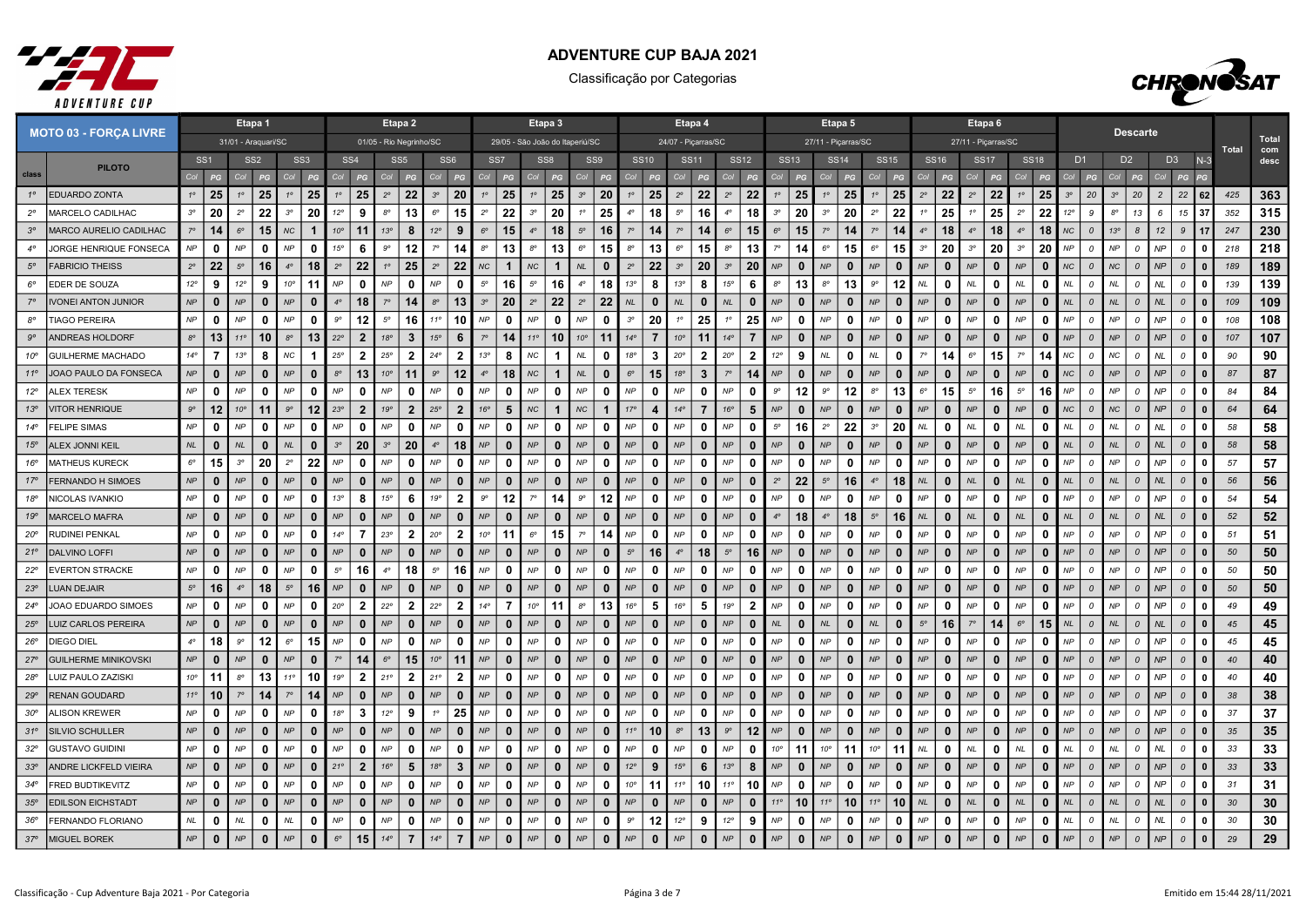# ADVENTURE CUP BAJA 2021

Classificação por Categorias

| MOTO 03 - FORÇA LIVRE | | Etapa 1 | | | | | | Etapa 2 | | | | | | Etapa 3 | | | | | | Etapa 4 | | | | | | Etapa 5 | | | | | | Etapa 6 | | | | | | Descarte | | | | | | | Total | Total com desc |
|---|---|---|---|---|---|---|---|---|---|---|---|---|---|---|---|---|---|---|---|---|---|---|---|---|---|---|---|---|---|---|---|---|---|---|---|---|---|---|---|---|---|---|---|---|---|---|
| | | 31/01 - Araquari/SC | | | | | | 01/05 - Rio Negrinho/SC | | | | | | 29/05 - São João do Itaperiú/SC | | | | | | 24/07 - Piçarras/SC | | | | | | 27/11 - Piçarras/SC | | | | | | 27/11 - Piçarras/SC | | | | | | | | | | | | | | |
| class | PILOTO | SS1 | | SS2 | | SS3 | | SS4 | | SS5 | | SS6 | | SS7 | | SS8 | | SS9 | | SS10 | | SS11 | | SS12 | | SS13 | | SS14 | | SS15 | | SS16 | | SS17 | | SS18 | | D1 | | D2 | | D3 | | N-3 | | |
| | | Col | PG | Col | PG | Col | PG | Col | PG | Col | PG | Col | PG | Col | PG | Col | PG | Col | PG | Col | PG | Col | PG | Col | PG | Col | PG | Col | PG | Col | PG | Col | PG | Col | PG | Col | PG | Col | PG | Col | PG | Col | PG | PG | | |
| 1º | EDUARDO ZONTA | 1º | 25 | 1º | 25 | 1º | 25 | 1º | 25 | 2º | 22 | 3º | 20 | 1º | 25 | 1º | 25 | 3º | 20 | 1º | 25 | 2º | 22 | 2º | 22 | 1º | 25 | 1º | 25 | 1º | 25 | 2º | 22 | 2º | 22 | 1º | 25 | 3º | 20 | 3º | 20 | 2 | 22 | 62 | 425 | 363 |
| 2º | MARCELO CADILHAC | 3º | 20 | 2º | 22 | 3º | 20 | 12º | 9 | 8º | 13 | 6º | 15 | 2º | 22 | 3º | 20 | 1º | 25 | 4º | 18 | 5º | 16 | 4º | 18 | 3º | 20 | 3º | 20 | 2º | 22 | 1º | 25 | 1º | 25 | 2º | 22 | 12º | 9 | 8º | 13 | 6 | 15 | 37 | 352 | 315 |
| 3º | MARCO AURELIO CADILHAC | 7º | 14 | 6º | 15 | NC | 1 | 10º | 11 | 13º | 8 | 12º | 9 | 6º | 15 | 4º | 18 | 5º | 16 | 7º | 14 | 7º | 14 | 6º | 15 | 6º | 15 | 7º | 14 | 7º | 14 | 4º | 18 | 4º | 18 | 4º | 18 | NC | 0 | 13º | 8 | 12 | 9 | 17 | 247 | 230 |
| 4º | JORGE HENRIQUE FONSECA | NP | 0 | NP | 0 | NP | 0 | 15º | 6 | 9º | 12 | 7º | 14 | 8º | 13 | 8º | 13 | 6º | 15 | 8º | 13 | 6º | 15 | 8º | 13 | 7º | 14 | 6º | 15 | 6º | 15 | 3º | 20 | 3º | 20 | 3º | 20 | NP | 0 | NP | 0 | NP | 0 | 0 | 218 | 218 |
| 5º | FABRICIO THEISS | 2º | 22 | 5º | 16 | 4º | 18 | 2º | 22 | 1º | 25 | 2º | 22 | NC | 1 | NC | 1 | NL | 0 | 2º | 22 | 3º | 20 | 3º | 20 | NP | 0 | NP | 0 | NP | 0 | NP | 0 | NP | 0 | NP | 0 | NC | 0 | NC | 0 | NP | 0 | 0 | 189 | 189 |
| 6º | EDER DE SOUZA | 12º | 9 | 12º | 9 | 10º | 11 | NP | 0 | NP | 0 | NP | 0 | 5º | 16 | 5º | 16 | 4º | 18 | 13º | 8 | 13º | 8 | 15º | 6 | 8º | 13 | 8º | 13 | 9º | 12 | NL | 0 | NL | 0 | NL | 0 | NL | 0 | NL | 0 | NL | 0 | 0 | 139 | 139 |
| 7º | IVONEI ANTON JUNIOR | NP | 0 | NP | 0 | NP | 0 | 4º | 18 | 7º | 14 | 8º | 13 | 3º | 20 | 2º | 22 | 2º | 22 | NL | 0 | NL | 0 | NL | 0 | NP | 0 | NP | 0 | NP | 0 | NP | 0 | NP | 0 | NP | 0 | NL | 0 | NL | 0 | NL | 0 | 0 | 109 | 109 |
| 8º | TIAGO PEREIRA | NP | 0 | NP | 0 | NP | 0 | 9º | 12 | 5º | 16 | 11º | 10 | NP | 0 | NP | 0 | NP | 0 | 3º | 20 | 1º | 25 | 1º | 25 | NP | 0 | NP | 0 | NP | 0 | NP | 0 | NP | 0 | NP | 0 | NP | 0 | NP | 0 | NP | 0 | 0 | 108 | 108 |
| 9º | ANDREAS HOLDORF | 8º | 13 | 11º | 10 | 8º | 13 | 22º | 2 | 18º | 3 | 15º | 6 | 7º | 14 | 11º | 10 | 10º | 11 | 14º | 7 | 10º | 11 | 14º | 7 | NP | 0 | NP | 0 | NP | 0 | NP | 0 | NP | 0 | NP | 0 | NP | 0 | NP | 0 | NP | 0 | 0 | 107 | 107 |
| 10º | GUILHERME MACHADO | 14º | 7 | 13º | 8 | NC | 1 | 25º | 2 | 25º | 2 | 24º | 2 | 13º | 8 | NC | 1 | NL | 0 | 18º | 3 | 20º | 2 | 20º | 2 | 12º | 9 | NL | 0 | NL | 0 | 7º | 14 | 6º | 15 | 7º | 14 | NC | 0 | NC | 0 | NL | 0 | 0 | 90 | 90 |
| 11º | JOAO PAULO DA FONSECA | NP | 0 | NP | 0 | NP | 0 | 8º | 13 | 10º | 11 | 9º | 12 | 4º | 18 | NC | 1 | NL | 0 | 6º | 15 | 18º | 3 | 7º | 14 | NP | 0 | NP | 0 | NP | 0 | NP | 0 | NP | 0 | NP | 0 | NC | 0 | NP | 0 | NP | 0 | 0 | 87 | 87 |
| 12º | ALEX TERESK | NP | 0 | NP | 0 | NP | 0 | NP | 0 | NP | 0 | NP | 0 | NP | 0 | NP | 0 | NP | 0 | NP | 0 | NP | 0 | NP | 0 | 9º | 12 | 9º | 12 | 8º | 13 | 6º | 15 | 5º | 16 | 5º | 16 | NP | 0 | NP | 0 | NP | 0 | 0 | 84 | 84 |
| 13º | VITOR HENRIQUE | 9º | 12 | 10º | 11 | 9º | 12 | 23º | 2 | 19º | 2 | 25º | 2 | 16º | 5 | NC | 1 | NC | 1 | 17º | 4 | 14º | 7 | 16º | 5 | NP | 0 | NP | 0 | NP | 0 | NP | 0 | NP | 0 | NP | 0 | NC | 0 | NC | 0 | NP | 0 | 0 | 64 | 64 |
| 14º | FELIPE SIMAS | NP | 0 | NP | 0 | NP | 0 | NP | 0 | NP | 0 | NP | 0 | NP | 0 | NP | 0 | NP | 0 | NP | 0 | NP | 0 | NP | 0 | 5º | 16 | 2º | 22 | 3º | 20 | NL | 0 | NL | 0 | NL | 0 | NL | 0 | NL | 0 | NL | 0 | 0 | 58 | 58 |
| 15º | ALEX JONNI KEIL | NL | 0 | NL | 0 | NL | 0 | 3º | 20 | 3º | 20 | 4º | 18 | NP | 0 | NP | 0 | NP | 0 | NP | 0 | NP | 0 | NP | 0 | NP | 0 | NP | 0 | NP | 0 | NP | 0 | NP | 0 | NP | 0 | NL | 0 | NL | 0 | NL | 0 | 0 | 58 | 58 |
| 16º | MATHEUS KURECK | 6º | 15 | 3º | 20 | 2º | 22 | NP | 0 | NP | 0 | NP | 0 | NP | 0 | NP | 0 | NP | 0 | NP | 0 | NP | 0 | NP | 0 | NP | 0 | NP | 0 | NP | 0 | NP | 0 | NP | 0 | NP | 0 | NP | 0 | NP | 0 | NP | 0 | 0 | 57 | 57 |
| 17º | FERNANDO H SIMOES | NP | 0 | NP | 0 | NP | 0 | NP | 0 | NP | 0 | NP | 0 | NP | 0 | NP | 0 | NP | 0 | NP | 0 | NP | 0 | NP | 0 | 2º | 22 | 5º | 16 | 4º | 18 | NL | 0 | NL | 0 | NL | 0 | NL | 0 | NL | 0 | NL | 0 | 0 | 56 | 56 |
| 18º | NICOLAS IVANKIO | NP | 0 | NP | 0 | NP | 0 | 13º | 8 | 15º | 6 | 19º | 2 | 9º | 12 | 7º | 14 | 9º | 12 | NP | 0 | NP | 0 | NP | 0 | NP | 0 | NP | 0 | NP | 0 | NP | 0 | NP | 0 | NP | 0 | NP | 0 | NP | 0 | NP | 0 | 0 | 54 | 54 |
| 19º | MARCELO MAFRA | NP | 0 | NP | 0 | NP | 0 | NP | 0 | NP | 0 | NP | 0 | NP | 0 | NP | 0 | NP | 0 | NP | 0 | NP | 0 | NP | 0 | 4º | 18 | 4º | 18 | 5º | 16 | NL | 0 | NL | 0 | NL | 0 | NL | 0 | NL | 0 | NL | 0 | 0 | 52 | 52 |
| 20º | RUDINEI PENKAL | NP | 0 | NP | 0 | NP | 0 | 14º | 7 | 23º | 2 | 20º | 2 | 10º | 11 | 6º | 15 | 7º | 14 | NP | 0 | NP | 0 | NP | 0 | NP | 0 | NP | 0 | NP | 0 | NP | 0 | NP | 0 | NP | 0 | NP | 0 | NP | 0 | NP | 0 | 0 | 51 | 51 |
| 21º | DALVINO LOFFI | NP | 0 | NP | 0 | NP | 0 | NP | 0 | NP | 0 | NP | 0 | NP | 0 | NP | 0 | NP | 0 | 5º | 16 | 4º | 18 | 5º | 16 | NP | 0 | NP | 0 | NP | 0 | NP | 0 | NP | 0 | NP | 0 | NP | 0 | NP | 0 | NP | 0 | 0 | 50 | 50 |
| 22º | EVERTON STRACKE | NP | 0 | NP | 0 | NP | 0 | 5º | 16 | 4º | 18 | 5º | 16 | NP | 0 | NP | 0 | NP | 0 | NP | 0 | NP | 0 | NP | 0 | NP | 0 | NP | 0 | NP | 0 | NP | 0 | NP | 0 | NP | 0 | NP | 0 | NP | 0 | NP | 0 | 0 | 50 | 50 |
| 23º | LUAN DEJAIR | 5º | 16 | 4º | 18 | 5º | 16 | NP | 0 | NP | 0 | NP | 0 | NP | 0 | NP | 0 | NP | 0 | NP | 0 | NP | 0 | NP | 0 | NP | 0 | NP | 0 | NP | 0 | NP | 0 | NP | 0 | NP | 0 | NP | 0 | NP | 0 | NP | 0 | 0 | 50 | 50 |
| 24º | JOAO EDUARDO SIMOES | NP | 0 | NP | 0 | NP | 0 | 20º | 2 | 22º | 2 | 22º | 2 | 14º | 7 | 10º | 11 | 8º | 13 | 16º | 5 | 16º | 5 | 19º | 2 | NP | 0 | NP | 0 | NP | 0 | NP | 0 | NP | 0 | NP | 0 | NP | 0 | NP | 0 | NP | 0 | 0 | 49 | 49 |
| 25º | LUIZ CARLOS PEREIRA | NP | 0 | NP | 0 | NP | 0 | NP | 0 | NP | 0 | NP | 0 | NP | 0 | NP | 0 | NP | 0 | NP | 0 | NP | 0 | NP | 0 | NL | 0 | NL | 0 | NL | 0 | 5º | 16 | 7º | 14 | 6º | 15 | NL | 0 | NL | 0 | NL | 0 | 0 | 45 | 45 |
| 26º | DIEGO DIEL | 4º | 18 | 9º | 12 | 6º | 15 | NP | 0 | NP | 0 | NP | 0 | NP | 0 | NP | 0 | NP | 0 | NP | 0 | NP | 0 | NP | 0 | NP | 0 | NP | 0 | NP | 0 | NP | 0 | NP | 0 | NP | 0 | NP | 0 | NP | 0 | NP | 0 | 0 | 45 | 45 |
| 27º | GUILHERME MINIKOVSKI | NP | 0 | NP | 0 | NP | 0 | 7º | 14 | 6º | 15 | 10º | 11 | NP | 0 | NP | 0 | NP | 0 | NP | 0 | NP | 0 | NP | 0 | NP | 0 | NP | 0 | NP | 0 | NP | 0 | NP | 0 | NP | 0 | NP | 0 | NP | 0 | NP | 0 | 0 | 40 | 40 |
| 28º | LUIZ PAULO ZAZISKI | 10º | 11 | 8º | 13 | 11º | 10 | 19º | 2 | 21º | 2 | 21º | 2 | NP | 0 | NP | 0 | NP | 0 | NP | 0 | NP | 0 | NP | 0 | NP | 0 | NP | 0 | NP | 0 | NP | 0 | NP | 0 | NP | 0 | NP | 0 | NP | 0 | NP | 0 | 0 | 40 | 40 |
| 29º | RENAN GOUDARD | 11º | 10 | 7º | 14 | 7º | 14 | NP | 0 | NP | 0 | NP | 0 | NP | 0 | NP | 0 | NP | 0 | NP | 0 | NP | 0 | NP | 0 | NP | 0 | NP | 0 | NP | 0 | NP | 0 | NP | 0 | NP | 0 | NP | 0 | NP | 0 | NP | 0 | 0 | 38 | 38 |
| 30º | ALISON KREWER | NP | 0 | NP | 0 | NP | 0 | 18º | 3 | 12º | 9 | 1º | 25 | NP | 0 | NP | 0 | NP | 0 | NP | 0 | NP | 0 | NP | 0 | NP | 0 | NP | 0 | NP | 0 | NP | 0 | NP | 0 | NP | 0 | NP | 0 | NP | 0 | NP | 0 | 0 | 37 | 37 |
| 31º | SILVIO SCHULLER | NP | 0 | NP | 0 | NP | 0 | NP | 0 | NP | 0 | NP | 0 | NP | 0 | NP | 0 | NP | 0 | 11º | 10 | 8º | 13 | 9º | 12 | NP | 0 | NP | 0 | NP | 0 | NP | 0 | NP | 0 | NP | 0 | NP | 0 | NP | 0 | NP | 0 | 0 | 35 | 35 |
| 32º | GUSTAVO GUIDINI | NP | 0 | NP | 0 | NP | 0 | NP | 0 | NP | 0 | NP | 0 | NP | 0 | NP | 0 | NP | 0 | NP | 0 | NP | 0 | NP | 0 | 10º | 11 | 10º | 11 | 10º | 11 | NL | 0 | NL | 0 | NL | 0 | NL | 0 | NL | 0 | NL | 0 | 0 | 33 | 33 |
| 33º | ANDRE LICKFELD VIEIRA | NP | 0 | NP | 0 | NP | 0 | 21º | 2 | 16º | 5 | 18º | 3 | NP | 0 | NP | 0 | NP | 0 | 12º | 9 | 15º | 6 | 13º | 8 | NP | 0 | NP | 0 | NP | 0 | NP | 0 | NP | 0 | NP | 0 | NP | 0 | NP | 0 | NP | 0 | 0 | 33 | 33 |
| 34º | FRED BUDTIKEVITZ | NP | 0 | NP | 0 | NP | 0 | NP | 0 | NP | 0 | NP | 0 | NP | 0 | NP | 0 | NP | 0 | 10º | 11 | 11º | 10 | 11º | 10 | NP | 0 | NP | 0 | NP | 0 | NP | 0 | NP | 0 | NP | 0 | NP | 0 | NP | 0 | NP | 0 | 0 | 31 | 31 |
| 35º | EDILSON EICHSTADT | NP | 0 | NP | 0 | NP | 0 | NP | 0 | NP | 0 | NP | 0 | NP | 0 | NP | 0 | NP | 0 | NP | 0 | NP | 0 | NP | 0 | 11º | 10 | 11º | 10 | 11º | 10 | NL | 0 | NL | 0 | NL | 0 | NL | 0 | NL | 0 | NL | 0 | 0 | 30 | 30 |
| 36º | FERNANDO FLORIANO | NL | 0 | NL | 0 | NL | 0 | NP | 0 | NP | 0 | NP | 0 | NP | 0 | NP | 0 | NP | 0 | 9º | 12 | 12º | 9 | 12º | 9 | NP | 0 | NP | 0 | NP | 0 | NP | 0 | NP | 0 | NP | 0 | NL | 0 | NL | 0 | NL | 0 | 0 | 30 | 30 |
| 37º | MIGUEL BOREK | NP | 0 | NP | 0 | NP | 0 | 6º | 15 | 14º | 7 | 14º | 7 | NP | 0 | NP | 0 | NP | 0 | NP | 0 | NP | 0 | NP | 0 | NP | 0 | NP | 0 | NP | 0 | NP | 0 | NP | 0 | NP | 0 | NP | 0 | NP | 0 | NP | 0 | 0 | 29 | 29 |

Classificação - Cup Adventure Baja 2021 - Por Categoria

Emitido em 15:44 28/11/2021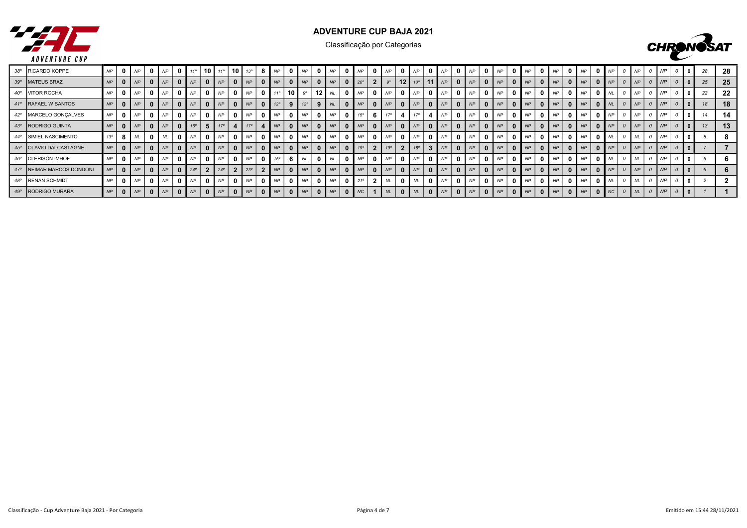# ADVENTURE CUP BAJA 2021

Classificação por Categorias

| | | | | | | | | | | | | | | | | | | | | | | | | | | | | | | | | | | | | | | | | | | | | | | | | |
|---|---|---|---|---|---|---|---|---|---|---|---|---|---|---|---|---|---|---|---|---|---|---|---|---|---|---|---|---|---|---|---|---|---|---|---|---|---|---|---|---|---|---|---|---|---|---|---|---|
| 38º | RICARDO KOPPE | NP | 0 | NP | 0 | NP | 0 | 11º | 10 | 11º | 10 | 13º | 8 | NP | 0 | NP | 0 | NP | 0 | NP | 0 | NP | 0 | NP | 0 | NP | 0 | NP | 0 | NP | 0 | NP | 0 | NP | 0 | NP | 0 | NP | 0 | NP | 0 | NP | 0 | NP | 0 | 0 | 28 | 28 |
| 39º | MATEUS BRAZ | NP | 0 | NP | 0 | NP | 0 | NP | 0 | NP | 0 | NP | 0 | NP | 0 | NP | 0 | NP | 0 | 20º | 2 | 9º | 12 | 10º | 11 | NP | 0 | NP | 0 | NP | 0 | NP | 0 | NP | 0 | NP | 0 | NP | 0 | NP | 0 | NP | 0 | NP | 0 | 0 | 25 | 25 |
| 40º | VITOR ROCHA | NP | 0 | NP | 0 | NP | 0 | NP | 0 | NP | 0 | NP | 0 | 11º | 10 | 9º | 12 | NL | 0 | NP | 0 | NP | 0 | NP | 0 | NP | 0 | NP | 0 | NP | 0 | NP | 0 | NP | 0 | NP | 0 | NP | 0 | NL | 0 | NP | 0 | NP | 0 | 0 | 22 | 22 |
| 41º | RAFAEL W SANTOS | NP | 0 | NP | 0 | NP | 0 | NP | 0 | NP | 0 | NP | 0 | 12º | 9 | 12º | 9 | NL | 0 | NP | 0 | NP | 0 | NP | 0 | NP | 0 | NP | 0 | NP | 0 | NP | 0 | NP | 0 | NP | 0 | NP | 0 | NL | 0 | NP | 0 | NP | 0 | 0 | 18 | 18 |
| 42º | MARCELO GONÇALVES | NP | 0 | NP | 0 | NP | 0 | NP | 0 | NP | 0 | NP | 0 | NP | 0 | NP | 0 | NP | 0 | 15º | 6 | 17º | 4 | 17º | 4 | NP | 0 | NP | 0 | NP | 0 | NP | 0 | NP | 0 | NP | 0 | NP | 0 | NP | 0 | NP | 0 | NP | 0 | 0 | 14 | 14 |
| 43º | RODRIGO GUINTA | NP | 0 | NP | 0 | NP | 0 | 16º | 5 | 17º | 4 | 17º | 4 | NP | 0 | NP | 0 | NP | 0 | NP | 0 | NP | 0 | NP | 0 | NP | 0 | NP | 0 | NP | 0 | NP | 0 | NP | 0 | NP | 0 | NP | 0 | NP | 0 | NP | 0 | NP | 0 | 0 | 13 | 13 |
| 44º | SIMIEL NASCIMENTO | 13º | 8 | NL | 0 | NL | 0 | NP | 0 | NP | 0 | NP | 0 | NP | 0 | NP | 0 | NP | 0 | NP | 0 | NP | 0 | NP | 0 | NP | 0 | NP | 0 | NP | 0 | NP | 0 | NP | 0 | NP | 0 | NP | 0 | NL | 0 | NL | 0 | NP | 0 | 0 | 8 | 8 |
| 45º | OLAVIO DALCASTAGNE | NP | 0 | NP | 0 | NP | 0 | NP | 0 | NP | 0 | NP | 0 | NP | 0 | NP | 0 | NP | 0 | 19º | 2 | 19º | 2 | 18º | 3 | NP | 0 | NP | 0 | NP | 0 | NP | 0 | NP | 0 | NP | 0 | NP | 0 | NP | 0 | NP | 0 | NP | 0 | 0 | 7 | 7 |
| 46º | CLERISON IMHOF | NP | 0 | NP | 0 | NP | 0 | NP | 0 | NP | 0 | NP | 0 | 15º | 6 | NL | 0 | NL | 0 | NP | 0 | NP | 0 | NP | 0 | NP | 0 | NP | 0 | NP | 0 | NP | 0 | NP | 0 | NP | 0 | NP | 0 | NL | 0 | NL | 0 | NP | 0 | 0 | 6 | 6 |
| 47º | NEIMAR MARCOS DONDONI | NP | 0 | NP | 0 | NP | 0 | 24º | 2 | 24º | 2 | 23º | 2 | NP | 0 | NP | 0 | NP | 0 | NP | 0 | NP | 0 | NP | 0 | NP | 0 | NP | 0 | NP | 0 | NP | 0 | NP | 0 | NP | 0 | NP | 0 | NP | 0 | NP | 0 | NP | 0 | 0 | 6 | 6 |
| 48º | RENAN SCHMIDT | NP | 0 | NP | 0 | NP | 0 | NP | 0 | NP | 0 | NP | 0 | NP | 0 | NP | 0 | NP | 0 | 21º | 2 | NL | 0 | NL | 0 | NP | 0 | NP | 0 | NP | 0 | NP | 0 | NP | 0 | NP | 0 | NP | 0 | NL | 0 | NL | 0 | NP | 0 | 0 | 2 | 2 |
| 49º | RODRIGO MURARA | NP | 0 | NP | 0 | NP | 0 | NP | 0 | NP | 0 | NP | 0 | NP | 0 | NP | 0 | NP | 0 | NC | 1 | NL | 0 | NL | 0 | NP | 0 | NP | 0 | NP | 0 | NP | 0 | NP | 0 | NP | 0 | NP | 0 | NC | 0 | NL | 0 | NP | 0 | 0 | 1 | 1 |

Classificação - Cup Adventure Baja 2021 - Por Categoria

Emitido em 15:44 28/11/2021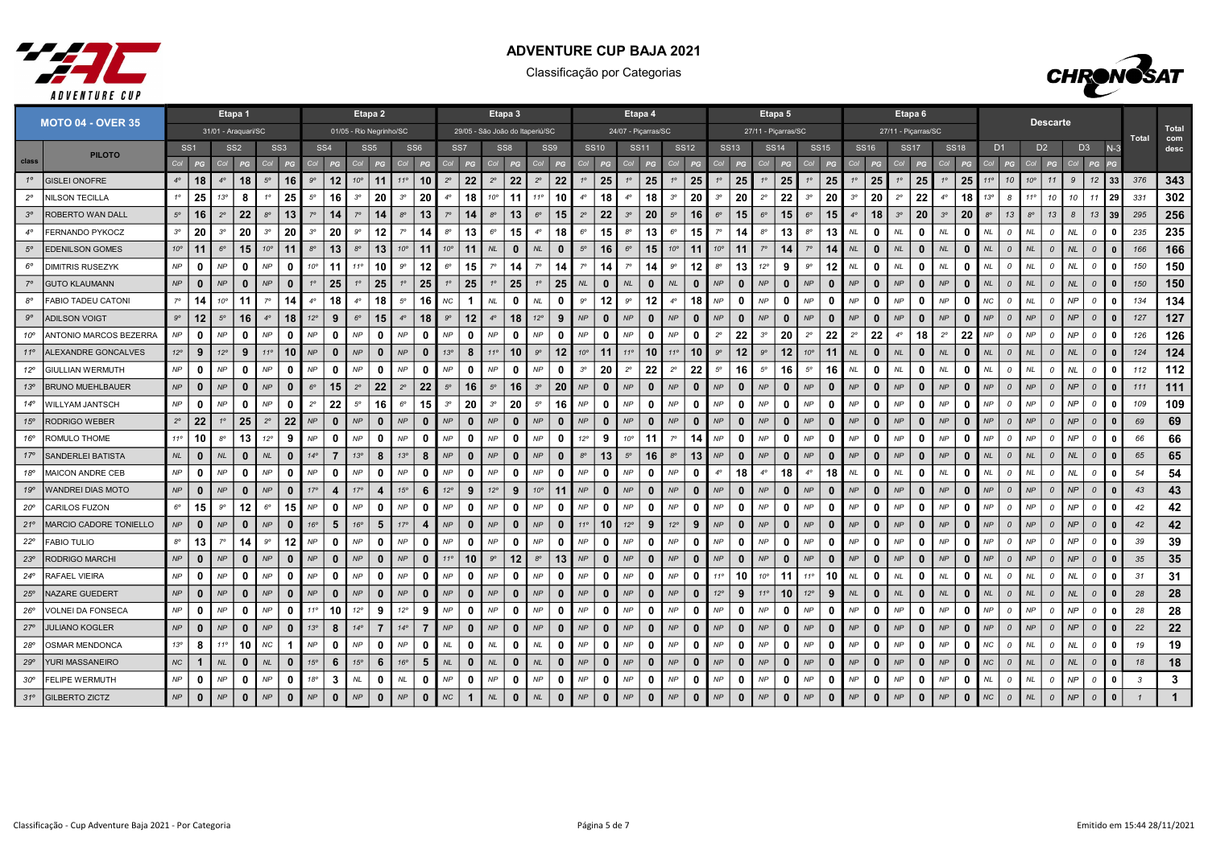# ADVENTURE CUP BAJA 2021

Classificação por Categorias

| MOTO 04 - OVER 35 | | Etapa 1 | | | | | | Etapa 2 | | | | | | Etapa 3 | | | | | | Etapa 4 | | | | | | Etapa 5 | | | | | | Etapa 6 | | | | | | Descarte | | | | | | | Total | Total com desc |
|---|---|---|---|---|---|---|---|---|---|---|---|---|---|---|---|---|---|---|---|---|---|---|---|---|---|---|---|---|---|---|---|---|---|---|---|---|---|---|---|---|---|---|---|---|---|
| | | 31/01 - Araquari/SC | | | | | | 01/05 - Rio Negrinho/SC | | | | | | 29/05 - São João do Itaperiú/SC | | | | | | 24/07 - Piçarras/SC | | | | | | 27/11 - Piçarras/SC | | | | | | 27/11 - Piçarras/SC | | | | | | | | | | | | | | |
| | PILOTO | SS1 | | SS2 | | SS3 | | SS4 | | SS5 | | SS6 | | SS7 | | SS8 | | SS9 | | SS10 | | SS11 | | SS12 | | SS13 | | SS14 | | SS15 | | SS16 | | SS17 | | SS18 | | D1 | | D2 | | D3 | | N-3 | | |
| class | | Col | PG | Col | PG | Col | PG | Col | PG | Col | PG | Col | PG | Col | PG | Col | PG | Col | PG | Col | PG | Col | PG | Col | PG | Col | PG | Col | PG | Col | PG | Col | PG | Col | PG | Col | PG | Col | PG | Col | PG | Col | PG | PG | | |
| 1º | GISLEI ONOFRE | 4º | 18 | 4º | 18 | 5º | 16 | 9º | 12 | 10º | 11 | 11º | 10 | 2º | 22 | 2º | 22 | 2º | 22 | 1º | 25 | 1º | 25 | 1º | 25 | 1º | 25 | 1º | 25 | 1º | 25 | 1º | 25 | 1º | 25 | 1º | 25 | 11º | 10 | 10º | 11 | 9 | 12 | 33 | 376 | 343 |
| 2º | NILSON TECILLA | 1º | 25 | 13º | 8 | 1º | 25 | 5º | 16 | 3º | 20 | 3º | 20 | 4º | 18 | 10º | 11 | 11º | 10 | 4º | 18 | 4º | 18 | 3º | 20 | 3º | 20 | 2º | 22 | 3º | 20 | 3º | 20 | 2º | 22 | 4º | 18 | 13º | 8 | 11º | 10 | 10 | 11 | 29 | 331 | 302 |
| 3º | ROBERTO WAN DALL | 5º | 16 | 2º | 22 | 8º | 13 | 7º | 14 | 7º | 14 | 8º | 13 | 7º | 14 | 8º | 13 | 6º | 15 | 2º | 22 | 3º | 20 | 5º | 16 | 6º | 15 | 6º | 15 | 6º | 15 | 4º | 18 | 3º | 20 | 3º | 20 | 8º | 13 | 8º | 13 | 8 | 13 | 39 | 295 | 256 |
| 4º | FERNANDO PYKOCZ | 3º | 20 | 3º | 20 | 3º | 20 | 3º | 20 | 9º | 12 | 7º | 14 | 8º | 13 | 6º | 15 | 4º | 18 | 6º | 15 | 8º | 13 | 6º | 15 | 7º | 14 | 8º | 13 | 8º | 13 | NL | 0 | NL | 0 | NL | 0 | NL | 0 | NL | 0 | NL | 0 | 0 | 235 | 235 |
| 5º | EDENILSON GOMES | 10º | 11 | 6º | 15 | 10º | 11 | 8º | 13 | 8º | 13 | 10º | 11 | 10º | 11 | NL | 0 | NL | 0 | 5º | 16 | 6º | 15 | 10º | 11 | 10º | 11 | 7º | 14 | 7º | 14 | NL | 0 | NL | 0 | NL | 0 | NL | 0 | NL | 0 | NL | 0 | 0 | 166 | 166 |
| 6º | DIMITRIS RUSEZYK | NP | 0 | NP | 0 | NP | 0 | 10º | 11 | 11º | 10 | 9º | 12 | 6º | 15 | 7º | 14 | 7º | 14 | 7º | 14 | 7º | 14 | 9º | 12 | 8º | 13 | 12º | 9 | 9º | 12 | NL | 0 | NL | 0 | NL | 0 | NL | 0 | NL | 0 | NL | 0 | 0 | 150 | 150 |
| 7º | GUTO KLAUMANN | NP | 0 | NP | 0 | NP | 0 | 1º | 25 | 1º | 25 | 1º | 25 | 1º | 25 | 1º | 25 | 1º | 25 | NL | 0 | NL | 0 | NL | 0 | NP | 0 | NP | 0 | NP | 0 | NP | 0 | NP | 0 | NP | 0 | NL | 0 | NL | 0 | NL | 0 | 0 | 150 | 150 |
| 8º | FABIO TADEU CATONI | 7º | 14 | 10º | 11 | 7º | 14 | 4º | 18 | 4º | 18 | 5º | 16 | NC | 1 | NL | 0 | NL | 0 | 9º | 12 | 9º | 12 | 4º | 18 | NP | 0 | NP | 0 | NP | 0 | NP | 0 | NP | 0 | NP | 0 | NC | 0 | NL | 0 | NP | 0 | 0 | 134 | 134 |
| 9º | ADILSON VOIGT | 9º | 12 | 5º | 16 | 4º | 18 | 12º | 9 | 6º | 15 | 4º | 18 | 9º | 12 | 4º | 18 | 12º | 9 | NP | 0 | NP | 0 | NP | 0 | NP | 0 | NP | 0 | NP | 0 | NP | 0 | NP | 0 | NP | 0 | NP | 0 | NP | 0 | NP | 0 | 0 | 127 | 127 |
| 10º | ANTONIO MARCOS BEZERRA | NP | 0 | NP | 0 | NP | 0 | NP | 0 | NP | 0 | NP | 0 | NP | 0 | NP | 0 | NP | 0 | NP | 0 | NP | 0 | NP | 0 | 2º | 22 | 3º | 20 | 2º | 22 | 2º | 22 | 4º | 18 | 2º | 22 | NP | 0 | NP | 0 | NP | 0 | 0 | 126 | 126 |
| 11º | ALEXANDRE GONCALVES | 12º | 9 | 12º | 9 | 11º | 10 | NP | 0 | NP | 0 | NP | 0 | 13º | 8 | 11º | 10 | 9º | 12 | 10º | 11 | 11º | 10 | 11º | 10 | 9º | 12 | 9º | 12 | 10º | 11 | NL | 0 | NL | 0 | NL | 0 | NL | 0 | NL | 0 | NL | 0 | 0 | 124 | 124 |
| 12º | GIULLIAN WERMUTH | NP | 0 | NP | 0 | NP | 0 | NP | 0 | NP | 0 | NP | 0 | NP | 0 | NP | 0 | NP | 0 | 3º | 20 | 2º | 22 | 2º | 22 | 5º | 16 | 5º | 16 | 5º | 16 | NL | 0 | NL | 0 | NL | 0 | NL | 0 | NL | 0 | NL | 0 | 0 | 112 | 112 |
| 13º | BRUNO MUEHLBAUER | NP | 0 | NP | 0 | NP | 0 | 6º | 15 | 2º | 22 | 2º | 22 | 5º | 16 | 5º | 16 | 3º | 20 | NP | 0 | NP | 0 | NP | 0 | NP | 0 | NP | 0 | NP | 0 | NP | 0 | NP | 0 | NP | 0 | NP | 0 | NP | 0 | NP | 0 | 0 | 111 | 111 |
| 14º | WILLYAM JANTSCH | NP | 0 | NP | 0 | NP | 0 | 2º | 22 | 5º | 16 | 6º | 15 | 3º | 20 | 3º | 20 | 5º | 16 | NP | 0 | NP | 0 | NP | 0 | NP | 0 | NP | 0 | NP | 0 | NP | 0 | NP | 0 | NP | 0 | NP | 0 | NP | 0 | NP | 0 | 0 | 109 | 109 |
| 15º | RODRIGO WEBER | 2º | 22 | 1º | 25 | 2º | 22 | NP | 0 | NP | 0 | NP | 0 | NP | 0 | NP | 0 | NP | 0 | NP | 0 | NP | 0 | NP | 0 | NP | 0 | NP | 0 | NP | 0 | NP | 0 | NP | 0 | NP | 0 | NP | 0 | NP | 0 | NP | 0 | 0 | 69 | 69 |
| 16º | ROMULO THOME | 11º | 10 | 8º | 13 | 12º | 9 | NP | 0 | NP | 0 | NP | 0 | NP | 0 | NP | 0 | NP | 0 | 12º | 9 | 10º | 11 | 7º | 14 | NP | 0 | NP | 0 | NP | 0 | NP | 0 | NP | 0 | NP | 0 | NP | 0 | NP | 0 | NP | 0 | 0 | 66 | 66 |
| 17º | SANDERLEI BATISTA | NL | 0 | NL | 0 | NL | 0 | 14º | 7 | 13º | 8 | 13º | 8 | NP | 0 | NP | 0 | NP | 0 | 8º | 13 | 5º | 16 | 8º | 13 | NP | 0 | NP | 0 | NP | 0 | NP | 0 | NP | 0 | NP | 0 | NL | 0 | NL | 0 | NL | 0 | 0 | 65 | 65 |
| 18º | MAICON ANDRE CEB | NP | 0 | NP | 0 | NP | 0 | NP | 0 | NP | 0 | NP | 0 | NP | 0 | NP | 0 | NP | 0 | NP | 0 | NP | 0 | NP | 0 | 4º | 18 | 4º | 18 | 4º | 18 | NL | 0 | NL | 0 | NL | 0 | NL | 0 | NL | 0 | NL | 0 | 0 | 54 | 54 |
| 19º | WANDREI DIAS MOTO | NP | 0 | NP | 0 | NP | 0 | 17º | 4 | 17º | 4 | 15º | 6 | 12º | 9 | 12º | 9 | 10º | 11 | NP | 0 | NP | 0 | NP | 0 | NP | 0 | NP | 0 | NP | 0 | NP | 0 | NP | 0 | NP | 0 | NP | 0 | NP | 0 | NP | 0 | 0 | 43 | 43 |
| 20º | CARILOS FUZON | 6º | 15 | 9º | 12 | 6º | 15 | NP | 0 | NP | 0 | NP | 0 | NP | 0 | NP | 0 | NP | 0 | NP | 0 | NP | 0 | NP | 0 | NP | 0 | NP | 0 | NP | 0 | NP | 0 | NP | 0 | NP | 0 | NP | 0 | NP | 0 | NP | 0 | 0 | 42 | 42 |
| 21º | MARCIO CADORE TONIELLO | NP | 0 | NP | 0 | NP | 0 | 16º | 5 | 16º | 5 | 17º | 4 | NP | 0 | NP | 0 | NP | 0 | 11º | 10 | 12º | 9 | 12º | 9 | NP | 0 | NP | 0 | NP | 0 | NP | 0 | NP | 0 | NP | 0 | NP | 0 | NP | 0 | NP | 0 | 0 | 42 | 42 |
| 22º | FABRICIO TULIO | 8º | 13 | 7º | 14 | 9º | 12 | NP | 0 | NP | 0 | NP | 0 | NP | 0 | NP | 0 | NP | 0 | NP | 0 | NP | 0 | NP | 0 | NP | 0 | NP | 0 | NP | 0 | NP | 0 | NP | 0 | NP | 0 | NP | 0 | NP | 0 | NP | 0 | 0 | 39 | 39 |
| 23º | RODRIGO MARCHI | NP | 0 | NP | 0 | NP | 0 | NP | 0 | NP | 0 | NP | 0 | 11º | 10 | 9º | 12 | 8º | 13 | NP | 0 | NP | 0 | NP | 0 | NP | 0 | NP | 0 | NP | 0 | NP | 0 | NP | 0 | NP | 0 | NP | 0 | NP | 0 | NP | 0 | 0 | 35 | 35 |
| 24º | RAFAEL VIEIRA | NP | 0 | NP | 0 | NP | 0 | NP | 0 | NP | 0 | NP | 0 | NP | 0 | NP | 0 | NP | 0 | NP | 0 | NP | 0 | NP | 0 | 11º | 10 | 10º | 11 | 11º | 10 | NL | 0 | NL | 0 | NL | 0 | NL | 0 | NL | 0 | NL | 0 | 0 | 31 | 31 |
| 25º | NAZARE GUEDERT | NP | 0 | NP | 0 | NP | 0 | NP | 0 | NP | 0 | NP | 0 | NP | 0 | NP | 0 | NP | 0 | NP | 0 | NP | 0 | NP | 0 | 12º | 9 | 11º | 10 | 12º | 9 | NL | 0 | NL | 0 | NL | 0 | NL | 0 | NL | 0 | NL | 0 | 0 | 28 | 28 |
| 26º | VOLNEI DA FONSECA | NP | 0 | NP | 0 | NP | 0 | 11º | 10 | 12º | 9 | 12º | 9 | NP | 0 | NP | 0 | NP | 0 | NP | 0 | NP | 0 | NP | 0 | NP | 0 | NP | 0 | NP | 0 | NP | 0 | NP | 0 | NP | 0 | NP | 0 | NP | 0 | NP | 0 | 0 | 28 | 28 |
| 27º | JULIANO KOGLER | NP | 0 | NP | 0 | NP | 0 | 13º | 8 | 14º | 7 | 14º | 7 | NP | 0 | NP | 0 | NP | 0 | NP | 0 | NP | 0 | NP | 0 | NP | 0 | NP | 0 | NP | 0 | NP | 0 | NP | 0 | NP | 0 | NP | 0 | NP | 0 | NP | 0 | 0 | 22 | 22 |
| 28º | OSMAR MENDONCA | 13º | 8 | 11º | 10 | NC | 1 | NP | 0 | NP | 0 | NP | 0 | NL | 0 | NL | 0 | NL | 0 | NP | 0 | NP | 0 | NP | 0 | NP | 0 | NP | 0 | NP | 0 | NP | 0 | NP | 0 | NP | 0 | NC | 0 | NL | 0 | NL | 0 | 0 | 19 | 19 |
| 29º | YURI MASSANEIRO | NC | 1 | NL | 0 | NL | 0 | 15º | 6 | 15º | 6 | 16º | 5 | NL | 0 | NL | 0 | NL | 0 | NP | 0 | NP | 0 | NP | 0 | NP | 0 | NP | 0 | NP | 0 | NP | 0 | NP | 0 | NP | 0 | NC | 0 | NL | 0 | NL | 0 | 0 | 18 | 18 |
| 30º | FELIPE WERMUTH | NP | 0 | NP | 0 | NP | 0 | 18º | 3 | NL | 0 | NL | 0 | NP | 0 | NP | 0 | NP | 0 | NP | 0 | NP | 0 | NP | 0 | NP | 0 | NP | 0 | NP | 0 | NP | 0 | NP | 0 | NP | 0 | NL | 0 | NL | 0 | NP | 0 | 0 | 3 | 3 |
| 31º | GILBERTO ZICTZ | NP | 0 | NP | 0 | NP | 0 | NP | 0 | NP | 0 | NP | 0 | NC | 1 | NL | 0 | NL | 0 | NP | 0 | NP | 0 | NP | 0 | NP | 0 | NP | 0 | NP | 0 | NP | 0 | NP | 0 | NP | 0 | NC | 0 | NL | 0 | NP | 0 | 0 | 1 | 1 |

Classificação - Cup Adventure Baja 2021 - Por Categoria

Emitido em 15:44 28/11/2021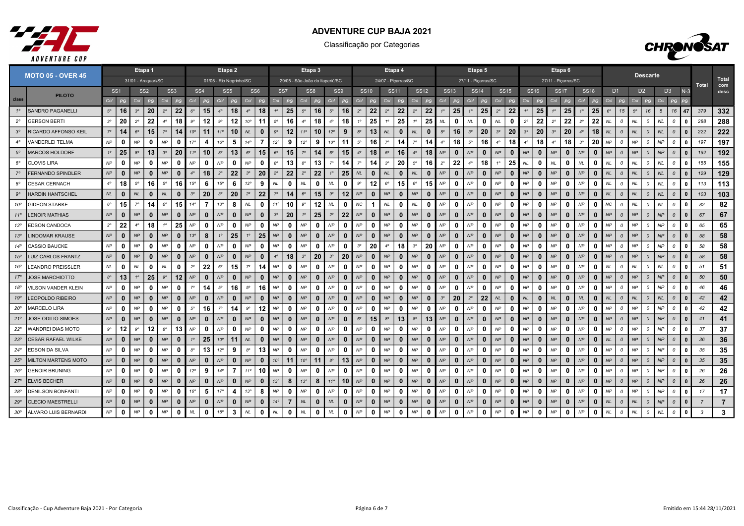# ADVENTURE CUP BAJA 2021

## Classificação por Categorias

| MOTO 05 - OVER 45 | | Etapa 1 | | | | | | Etapa 2 | | | | | | Etapa 3 | | | | | | Etapa 4 | | | | | | Etapa 5 | | | | | | Etapa 6 | | | | | | Descarte | | | | | | | Total | Total com desc |
|---|---|---|---|---|---|---|---|---|---|---|---|---|---|---|---|---|---|---|---|---|---|---|---|---|---|---|---|---|---|---|---|---|---|---|---|---|---|---|---|---|---|---|---|---|---|
| | | 31/01 - Araquari/SC | | | | | | 01/05 - Rio Negrinho/SC | | | | | | 29/05 - São João do Itaperiú/SC | | | | | | 24/07 - Piçarras/SC | | | | | | 27/11 - Piçarras/SC | | | | | | 27/11 - Piçarras/SC | | | | | | | | | | | | | | |
| class | PILOTO | SS1 | | SS2 | | SS3 | | SS4 | | SS5 | | SS6 | | SS7 | | SS8 | | SS9 | | SS10 | | SS11 | | SS12 | | SS13 | | SS14 | | SS15 | | SS16 | | SS17 | | SS18 | | D1 | | D2 | | D3 | | N-3 | | |
| | | Col | PG | Col | PG | Col | PG | Col | PG | Col | PG | Col | PG | Col | PG | Col | PG | Col | PG | Col | PG | Col | PG | Col | PG | Col | PG | Col | PG | Col | PG | Col | PG | Col | PG | Col | PG | Col | PG | Col | PG | Col | PG | PG | | |
| 1º | SANDRO PAGANELLI | 5º | 16 | 3º | 20 | 2º | 22 | 6º | 15 | 4º | 18 | 4º | 18 | 1º | 25 | 5º | 16 | 5º | 16 | 2º | 22 | 2º | 22 | 2º | 22 | 1º | 25 | 1º | 25 | 2º | 22 | 1º | 25 | 1º | 25 | 1º | 25 | 6º | 15 | 5º | 16 | 5 | 16 | 47 | 379 | 332 |
| 2º | GERSON BERTI | 3º | 20 | 2º | 22 | 4º | 18 | 9º | 12 | 9º | 12 | 10º | 11 | 5º | 16 | 4º | 18 | 4º | 18 | 1º | 25 | 1º | 25 | 1º | 25 | NL | 0 | NL | 0 | NL | 0 | 2º | 22 | 2º | 22 | 2º | 22 | NL | 0 | NL | 0 | NL | 0 | 0 | 288 | 288 |
| 3º | RICARDO AFFONSO KEIL | 7º | 14 | 6º | 15 | 7º | 14 | 10º | 11 | 11º | 10 | NL | 0 | 9º | 12 | 11º | 10 | 12º | 9 | 8º | 13 | NL | 0 | NL | 0 | 5º | 16 | 3º | 20 | 3º | 20 | 3º | 20 | 3º | 20 | 4º | 18 | NL | 0 | NL | 0 | NL | 0 | 0 | 222 | 222 |
| 4º | VANDERLEI TELMA | NP | 0 | NP | 0 | NP | 0 | 17º | 4 | 16º | 5 | 14º | 7 | 12º | 9 | 12º | 9 | 10º | 11 | 5º | 16 | 7º | 14 | 7º | 14 | 4º | 18 | 5º | 16 | 4º | 18 | 4º | 18 | 4º | 18 | 3º | 20 | NP | 0 | NP | 0 | NP | 0 | 0 | 197 | 197 |
| 5º | MARCOS HOLDORF | 1º | 25 | 8º | 13 | 3º | 20 | 11º | 10 | 8º | 13 | 6º | 15 | 6º | 15 | 7º | 14 | 6º | 15 | 4º | 18 | 5º | 16 | 4º | 18 | NP | 0 | NP | 0 | NP | 0 | NP | 0 | NP | 0 | NP | 0 | NP | 0 | NP | 0 | NP | 0 | 0 | 192 | 192 |
| 6º | CLOVIS LIRA | NP | 0 | NP | 0 | NP | 0 | NP | 0 | NP | 0 | NP | 0 | 8º | 13 | 8º | 13 | 7º | 14 | 7º | 14 | 3º | 20 | 5º | 16 | 2º | 22 | 4º | 18 | 1º | 25 | NL | 0 | NL | 0 | NL | 0 | NL | 0 | NL | 0 | NL | 0 | 0 | 155 | 155 |
| 7º | FERNANDO SPINDLER | NP | 0 | NP | 0 | NP | 0 | 4º | 18 | 2º | 22 | 3º | 20 | 2º | 22 | 2º | 22 | 1º | 25 | NL | 0 | NL | 0 | NL | 0 | NP | 0 | NP | 0 | NP | 0 | NP | 0 | NP | 0 | NP | 0 | NL | 0 | NL | 0 | NL | 0 | 0 | 129 | 129 |
| 8º | CESAR CERNACH | 4º | 18 | 5º | 16 | 5º | 16 | 15º | 6 | 15º | 6 | 12º | 9 | NL | 0 | NL | 0 | NL | 0 | 9º | 12 | 6º | 15 | 6º | 15 | NP | 0 | NP | 0 | NP | 0 | NP | 0 | NP | 0 | NP | 0 | NL | 0 | NL | 0 | NL | 0 | 0 | 113 | 113 |
| 9º | HARDIN HANTSCHEL | NL | 0 | NL | 0 | NL | 0 | 3º | 20 | 3º | 20 | 2º | 22 | 7º | 14 | 6º | 15 | 9º | 12 | NP | 0 | NP | 0 | NP | 0 | NP | 0 | NP | 0 | NP | 0 | NP | 0 | NP | 0 | NP | 0 | NL | 0 | NL | 0 | NL | 0 | 0 | 103 | 103 |
| 10º | GIDEON STARKE | 6º | 15 | 7º | 14 | 6º | 15 | 14º | 7 | 13º | 8 | NL | 0 | 11º | 10 | 9º | 12 | NL | 0 | NC | 1 | NL | 0 | NL | 0 | NP | 0 | NP | 0 | NP | 0 | NP | 0 | NP | 0 | NP | 0 | NC | 0 | NL | 0 | NL | 0 | 0 | 82 | 82 |
| 11º | LENOIR MATHIAS | NP | 0 | NP | 0 | NP | 0 | NP | 0 | NP | 0 | NP | 0 | 3º | 20 | 1º | 25 | 2º | 22 | NP | 0 | NP | 0 | NP | 0 | NP | 0 | NP | 0 | NP | 0 | NP | 0 | NP | 0 | NP | 0 | NP | 0 | NP | 0 | NP | 0 | 0 | 67 | 67 |
| 12º | EDSON CANDOCA | 2º | 22 | 4º | 18 | 1º | 25 | NP | 0 | NP | 0 | NP | 0 | NP | 0 | NP | 0 | NP | 0 | NP | 0 | NP | 0 | NP | 0 | NP | 0 | NP | 0 | NP | 0 | NP | 0 | NP | 0 | NP | 0 | NP | 0 | NP | 0 | NP | 0 | 0 | 65 | 65 |
| 13º | LINDOMAR KRAUSE | NP | 0 | NP | 0 | NP | 0 | 13º | 8 | 1º | 25 | 1º | 25 | NP | 0 | NP | 0 | NP | 0 | NP | 0 | NP | 0 | NP | 0 | NP | 0 | NP | 0 | NP | 0 | NP | 0 | NP | 0 | NP | 0 | NP | 0 | NP | 0 | NP | 0 | 0 | 58 | 58 |
| 14º | CASSIO BAUCKE | NP | 0 | NP | 0 | NP | 0 | NP | 0 | NP | 0 | NP | 0 | NP | 0 | NP | 0 | NP | 0 | 3º | 20 | 4º | 18 | 3º | 20 | NP | 0 | NP | 0 | NP | 0 | NP | 0 | NP | 0 | NP | 0 | NP | 0 | NP | 0 | NP | 0 | 0 | 58 | 58 |
| 15º | LUIZ CARLOS FRANTZ | NP | 0 | NP | 0 | NP | 0 | NP | 0 | NP | 0 | NP | 0 | 4º | 18 | 3º | 20 | 3º | 20 | NP | 0 | NP | 0 | NP | 0 | NP | 0 | NP | 0 | NP | 0 | NP | 0 | NP | 0 | NP | 0 | NP | 0 | NP | 0 | NP | 0 | 0 | 58 | 58 |
| 16º | LEANDRO PREISSLER | NL | 0 | NL | 0 | NL | 0 | 2º | 22 | 6º | 15 | 7º | 14 | NP | 0 | NP | 0 | NP | 0 | NP | 0 | NP | 0 | NP | 0 | NP | 0 | NP | 0 | NP | 0 | NP | 0 | NP | 0 | NP | 0 | NL | 0 | NL | 0 | NL | 0 | 0 | 51 | 51 |
| 17º | JOSE MARCHIOTTO | 8º | 13 | 1º | 25 | 9º | 12 | NP | 0 | NP | 0 | NP | 0 | NP | 0 | NP | 0 | NP | 0 | NP | 0 | NP | 0 | NP | 0 | NP | 0 | NP | 0 | NP | 0 | NP | 0 | NP | 0 | NP | 0 | NP | 0 | NP | 0 | NP | 0 | 0 | 50 | 50 |
| 18º | VILSON VANDER KLEIN | NP | 0 | NP | 0 | NP | 0 | 7º | 14 | 5º | 16 | 5º | 16 | NP | 0 | NP | 0 | NP | 0 | NP | 0 | NP | 0 | NP | 0 | NP | 0 | NP | 0 | NP | 0 | NP | 0 | NP | 0 | NP | 0 | NP | 0 | NP | 0 | NP | 0 | 0 | 46 | 46 |
| 19º | LEOPOLDO RIBEIRO | NP | 0 | NP | 0 | NP | 0 | NP | 0 | NP | 0 | NP | 0 | NP | 0 | NP | 0 | NP | 0 | NP | 0 | NP | 0 | NP | 0 | 3º | 20 | 2º | 22 | NL | 0 | NL | 0 | NL | 0 | NL | 0 | NL | 0 | NL | 0 | NL | 0 | 0 | 42 | 42 |
| 20º | MARCELO LIRA | NP | 0 | NP | 0 | NP | 0 | 5º | 16 | 7º | 14 | 9º | 12 | NP | 0 | NP | 0 | NP | 0 | NP | 0 | NP | 0 | NP | 0 | NP | 0 | NP | 0 | NP | 0 | NP | 0 | NP | 0 | NP | 0 | NP | 0 | NP | 0 | NP | 0 | 0 | 42 | 42 |
| 21º | JOSE ODILIO SIMOES | NP | 0 | NP | 0 | NP | 0 | NP | 0 | NP | 0 | NP | 0 | NP | 0 | NP | 0 | NP | 0 | 6º | 15 | 8º | 13 | 8º | 13 | NP | 0 | NP | 0 | NP | 0 | NP | 0 | NP | 0 | NP | 0 | NP | 0 | NP | 0 | NP | 0 | 0 | 41 | 41 |
| 22º | WANDREI DIAS MOTO | 9º | 12 | 9º | 12 | 8º | 13 | NP | 0 | NP | 0 | NP | 0 | NP | 0 | NP | 0 | NP | 0 | NP | 0 | NP | 0 | NP | 0 | NP | 0 | NP | 0 | NP | 0 | NP | 0 | NP | 0 | NP | 0 | NP | 0 | NP | 0 | NP | 0 | 0 | 37 | 37 |
| 23º | CESAR RAFAEL WILKE | NP | 0 | NP | 0 | NP | 0 | 1º | 25 | 10º | 11 | NL | 0 | NP | 0 | NP | 0 | NP | 0 | NP | 0 | NP | 0 | NP | 0 | NP | 0 | NP | 0 | NP | 0 | NP | 0 | NP | 0 | NP | 0 | NL | 0 | NP | 0 | NP | 0 | 0 | 36 | 36 |
| 24º | EDSON DA SILVA | NP | 0 | NP | 0 | NP | 0 | 8º | 13 | 12º | 9 | 8º | 13 | NP | 0 | NP | 0 | NP | 0 | NP | 0 | NP | 0 | NP | 0 | NP | 0 | NP | 0 | NP | 0 | NP | 0 | NP | 0 | NP | 0 | NP | 0 | NP | 0 | NP | 0 | 0 | 35 | 35 |
| 25º | MILTON MARTENS MOTO | NP | 0 | NP | 0 | NP | 0 | NP | 0 | NP | 0 | NP | 0 | 10º | 11 | 10º | 11 | 8º | 13 | NP | 0 | NP | 0 | NP | 0 | NP | 0 | NP | 0 | NP | 0 | NP | 0 | NP | 0 | NP | 0 | NP | 0 | NP | 0 | NP | 0 | 0 | 35 | 35 |
| 26º | GENOIR BRUNING | NP | 0 | NP | 0 | NP | 0 | 12º | 9 | 14º | 7 | 11º | 10 | NP | 0 | NP | 0 | NP | 0 | NP | 0 | NP | 0 | NP | 0 | NP | 0 | NP | 0 | NP | 0 | NP | 0 | NP | 0 | NP | 0 | NP | 0 | NP | 0 | NP | 0 | 0 | 26 | 26 |
| 27º | ELVIS BECHER | NP | 0 | NP | 0 | NP | 0 | NP | 0 | NP | 0 | NP | 0 | 13º | 8 | 13º | 8 | 11º | 10 | NP | 0 | NP | 0 | NP | 0 | NP | 0 | NP | 0 | NP | 0 | NP | 0 | NP | 0 | NP | 0 | NP | 0 | NP | 0 | NP | 0 | 0 | 26 | 26 |
| 28º | DENILSON BONFANTI | NP | 0 | NP | 0 | NP | 0 | 16º | 5 | 17º | 4 | 13º | 8 | NP | 0 | NP | 0 | NP | 0 | NP | 0 | NP | 0 | NP | 0 | NP | 0 | NP | 0 | NP | 0 | NP | 0 | NP | 0 | NP | 0 | NP | 0 | NP | 0 | NP | 0 | 0 | 17 | 17 |
| 29º | CLECIO MAESTRELLI | NP | 0 | NP | 0 | NP | 0 | NP | 0 | NP | 0 | NP | 0 | 14º | 7 | NL | 0 | NL | 0 | NP | 0 | NP | 0 | NP | 0 | NP | 0 | NP | 0 | NP | 0 | NP | 0 | NP | 0 | NP | 0 | NL | 0 | NL | 0 | NP | 0 | 0 | 7 | 7 |
| 30º | ALVARO LUIS BERNARDI | NP | 0 | NP | 0 | NP | 0 | NL | 0 | 18º | 3 | NL | 0 | NL | 0 | NL | 0 | NL | 0 | NP | 0 | NP | 0 | NP | 0 | NP | 0 | NP | 0 | NP | 0 | NP | 0 | NP | 0 | NP | 0 | NL | 0 | NL | 0 | NL | 0 | 0 | 3 | 3 |

Classificação - Cup Adventure Baja 2021 - Por Categoria

Emitido em 15:44 28/11/2021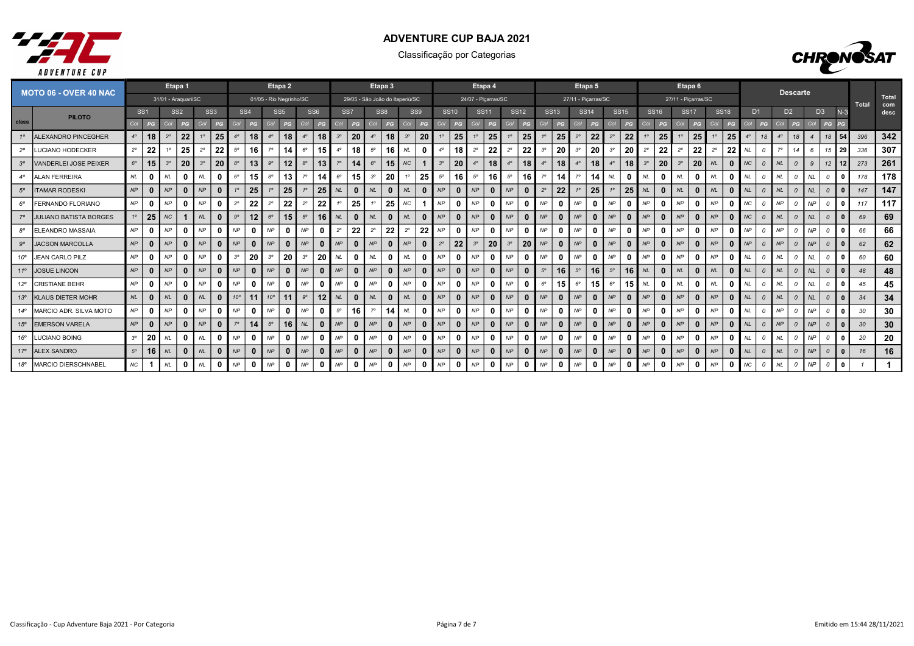# ADVENTURE CUP BAJA 2021

Classificação por Categorias

| MOTO 06 - OVER 40 NAC | | Etapa 1 | | | | | | Etapa 2 | | | | | | Etapa 3 | | | | | | Etapa 4 | | | | | | Etapa 5 | | | | | | Etapa 6 | | | | | | Descarte | | | | | | | Total | Total com desc |
|---|---|---|---|---|---|---|---|---|---|---|---|---|---|---|---|---|---|---|---|---|---|---|---|---|---|---|---|---|---|---|---|---|---|---|---|---|---|---|---|---|---|---|---|---|
| | | 31/01 - Araquari/SC | | | | | | 01/05 - Rio Negrinho/SC | | | | | | 29/05 - São João do Itaperiú/SC | | | | | | 24/07 - Piçarras/SC | | | | | | 27/11 - Piçarras/SC | | | | | | 27/11 - Piçarras/SC | | | | | | | | | | | | | | |
| class | PILOTO | SS1 | | SS2 | | SS3 | | SS4 | | SS5 | | SS6 | | SS7 | | SS8 | | SS9 | | SS10 | | SS11 | | SS12 | | SS13 | | SS14 | | SS15 | | SS16 | | SS17 | | SS18 | | D1 | | D2 | | D3 | | N-3 | | |
| | | Col | PG | Col | PG | Col | PG | Col | PG | Col | PG | Col | PG | Col | PG | Col | PG | Col | PG | Col | PG | Col | PG | Col | PG | Col | PG | Col | PG | Col | PG | Col | PG | Col | PG | Col | PG | Col | PG | Col | PG | Col | PG | PG | | |
| 1º | ALEXANDRO PINCEGHER | 4º | 18 | 2º | 22 | 1º | 25 | 4º | 18 | 4º | 18 | 4º | 18 | 3º | 20 | 4º | 18 | 3º | 20 | 1º | 25 | 1º | 25 | 1º | 25 | 1º | 25 | 2º | 22 | 2º | 22 | 1º | 25 | 1º | 25 | 1º | 25 | 4º | 18 | 4º | 18 | 4 | 18 | 54 | 396 | 342 |
| 2º | LUCIANO HODECKER | 2º | 22 | 1º | 25 | 2º | 22 | 5º | 16 | 7º | 14 | 6º | 15 | 4º | 18 | 5º | 16 | NL | 0 | 4º | 18 | 2º | 22 | 2º | 22 | 3º | 20 | 3º | 20 | 3º | 20 | 2º | 22 | 2º | 22 | 2º | 22 | NL | 0 | 7º | 14 | 6 | 15 | 29 | 336 | 307 |
| 3º | VANDERLEI JOSE PEIXER | 6º | 15 | 3º | 20 | 3º | 20 | 8º | 13 | 9º | 12 | 8º | 13 | 7º | 14 | 6º | 15 | NC | 1 | 3º | 20 | 4º | 18 | 4º | 18 | 4º | 18 | 4º | 18 | 4º | 18 | 3º | 20 | 3º | 20 | NL | 0 | NC | 0 | NL | 0 | 9 | 12 | 12 | 273 | 261 |
| 4º | ALAN FERREIRA | NL | 0 | NL | 0 | NL | 0 | 6º | 15 | 8º | 13 | 7º | 14 | 6º | 15 | 3º | 20 | 1º | 25 | 5º | 16 | 5º | 16 | 5º | 16 | 7º | 14 | 7º | 14 | NL | 0 | NL | 0 | NL | 0 | NL | 0 | NL | 0 | NL | 0 | NL | 0 | 0 | 178 | 178 |
| 5º | ITAMAR RODESKI | NP | 0 | NP | 0 | NP | 0 | 1º | 25 | 1º | 25 | 1º | 25 | NL | 0 | NL | 0 | NL | 0 | NP | 0 | NP | 0 | NP | 0 | 2º | 22 | 1º | 25 | 1º | 25 | NL | 0 | NL | 0 | NL | 0 | NL | 0 | NL | 0 | NL | 0 | 0 | 147 | 147 |
| 6º | FERNANDO FLORIANO | NP | 0 | NP | 0 | NP | 0 | 2º | 22 | 2º | 22 | 2º | 22 | 1º | 25 | 1º | 25 | NC | 1 | NP | 0 | NP | 0 | NP | 0 | NP | 0 | NP | 0 | NP | 0 | NP | 0 | NP | 0 | NP | 0 | NC | 0 | NP | 0 | NP | 0 | 0 | 117 | 117 |
| 7º | JULIANO BATISTA BORGES | 1º | 25 | NC | 1 | NL | 0 | 9º | 12 | 6º | 15 | 5º | 16 | NL | 0 | NL | 0 | NL | 0 | NP | 0 | NP | 0 | NP | 0 | NP | 0 | NP | 0 | NP | 0 | NP | 0 | NP | 0 | NP | 0 | NC | 0 | NL | 0 | NL | 0 | 0 | 69 | 69 |
| 8º | ELEANDRO MASSAIA | NP | 0 | NP | 0 | NP | 0 | NP | 0 | NP | 0 | NP | 0 | 2º | 22 | 2º | 22 | 2º | 22 | NP | 0 | NP | 0 | NP | 0 | NP | 0 | NP | 0 | NP | 0 | NP | 0 | NP | 0 | NP | 0 | NP | 0 | NP | 0 | NP | 0 | 0 | 66 | 66 |
| 9º | JACSON MARCOLLA | NP | 0 | NP | 0 | NP | 0 | NP | 0 | NP | 0 | NP | 0 | NP | 0 | NP | 0 | NP | 0 | 2º | 22 | 3º | 20 | 3º | 20 | NP | 0 | NP | 0 | NP | 0 | NP | 0 | NP | 0 | NP | 0 | NP | 0 | NP | 0 | NP | 0 | 0 | 62 | 62 |
| 10º | JEAN CARLO PILZ | NP | 0 | NP | 0 | NP | 0 | 3º | 20 | 3º | 20 | 3º | 20 | NL | 0 | NL | 0 | NL | 0 | NP | 0 | NP | 0 | NP | 0 | NP | 0 | NP | 0 | NP | 0 | NP | 0 | NP | 0 | NP | 0 | NL | 0 | NL | 0 | NL | 0 | 0 | 60 | 60 |
| 11º | JOSUE LINCON | NP | 0 | NP | 0 | NP | 0 | NP | 0 | NP | 0 | NP | 0 | NP | 0 | NP | 0 | NP | 0 | NP | 0 | NP | 0 | NP | 0 | 5º | 16 | 5º | 16 | 5º | 16 | NL | 0 | NL | 0 | NL | 0 | NL | 0 | NL | 0 | NL | 0 | 0 | 48 | 48 |
| 12º | CRISTIANE BEHR | NP | 0 | NP | 0 | NP | 0 | NP | 0 | NP | 0 | NP | 0 | NP | 0 | NP | 0 | NP | 0 | NP | 0 | NP | 0 | NP | 0 | 6º | 15 | 6º | 15 | 6º | 15 | NL | 0 | NL | 0 | NL | 0 | NL | 0 | NL | 0 | NL | 0 | 0 | 45 | 45 |
| 13º | KLAUS DIETER MOHR | NL | 0 | NL | 0 | NL | 0 | 10º | 11 | 10º | 11 | 9º | 12 | NL | 0 | NL | 0 | NL | 0 | NP | 0 | NP | 0 | NP | 0 | NP | 0 | NP | 0 | NP | 0 | NP | 0 | NP | 0 | NP | 0 | NL | 0 | NL | 0 | NL | 0 | 0 | 34 | 34 |
| 14º | MARCIO ADR. SILVA MOTO | NP | 0 | NP | 0 | NP | 0 | NP | 0 | NP | 0 | NP | 0 | 5º | 16 | 7º | 14 | NL | 0 | NP | 0 | NP | 0 | NP | 0 | NP | 0 | NP | 0 | NP | 0 | NP | 0 | NP | 0 | NP | 0 | NL | 0 | NP | 0 | NP | 0 | 0 | 30 | 30 |
| 15º | EMERSON VARELA | NP | 0 | NP | 0 | NP | 0 | 7º | 14 | 5º | 16 | NL | 0 | NP | 0 | NP | 0 | NP | 0 | NP | 0 | NP | 0 | NP | 0 | NP | 0 | NP | 0 | NP | 0 | NP | 0 | NP | 0 | NP | 0 | NL | 0 | NP | 0 | NP | 0 | 0 | 30 | 30 |
| 16º | LUCIANO BOING | 3º | 20 | NL | 0 | NL | 0 | NP | 0 | NP | 0 | NP | 0 | NP | 0 | NP | 0 | NP | 0 | NP | 0 | NP | 0 | NP | 0 | NP | 0 | NP | 0 | NP | 0 | NP | 0 | NP | 0 | NP | 0 | NL | 0 | NL | 0 | NP | 0 | 0 | 20 | 20 |
| 17º | ALEX SANDRO | 5º | 16 | NL | 0 | NL | 0 | NP | 0 | NP | 0 | NP | 0 | NP | 0 | NP | 0 | NP | 0 | NP | 0 | NP | 0 | NP | 0 | NP | 0 | NP | 0 | NP | 0 | NP | 0 | NP | 0 | NP | 0 | NL | 0 | NL | 0 | NP | 0 | 0 | 16 | 16 |
| 18º | MARCIO DIERSCHNABEL | NC | 1 | NL | 0 | NL | 0 | NP | 0 | NP | 0 | NP | 0 | NP | 0 | NP | 0 | NP | 0 | NP | 0 | NP | 0 | NP | 0 | NP | 0 | NP | 0 | NP | 0 | NP | 0 | NP | 0 | NP | 0 | NC | 0 | NL | 0 | NP | 0 | 0 | 1 | 1 |

Classificação - Cup Adventure Baja 2021 - Por Categoria

Emitido em 15:44 28/11/2021